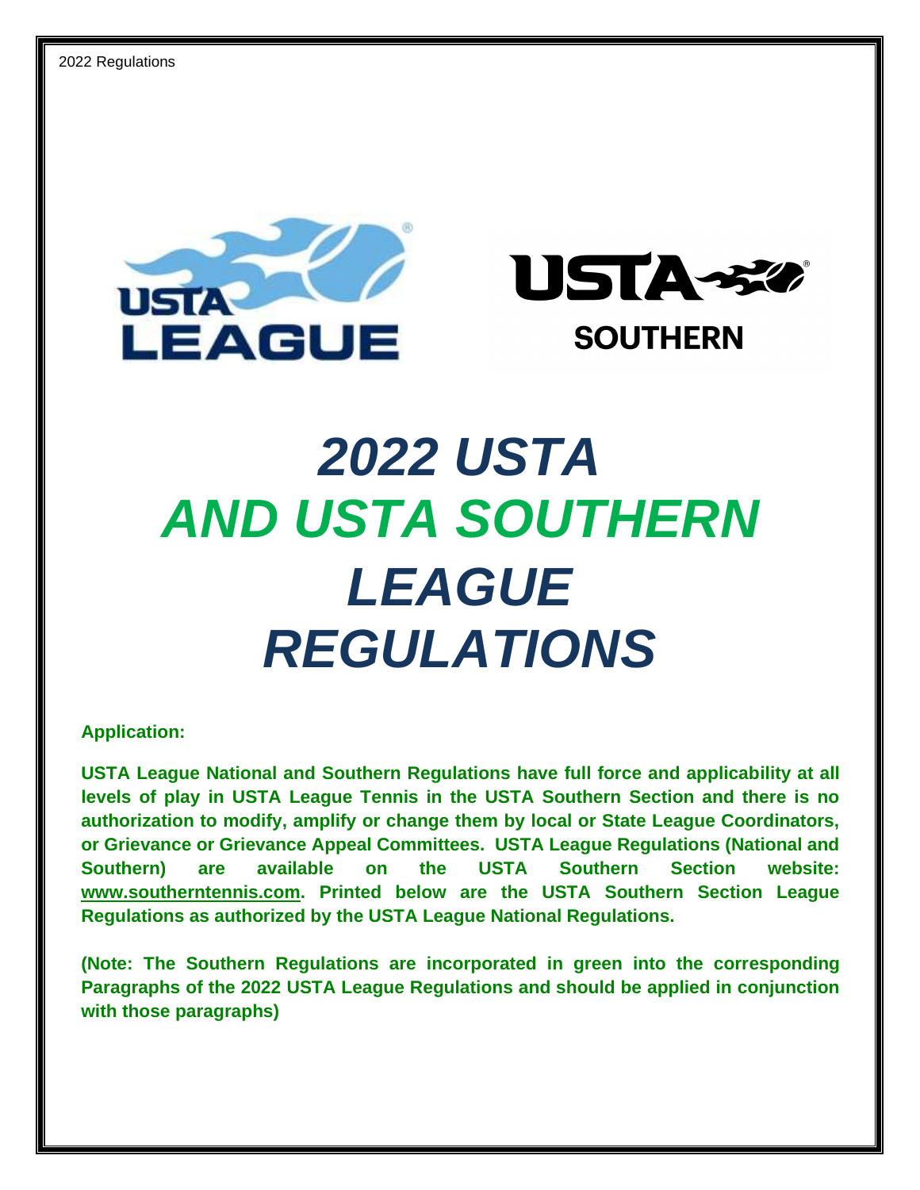2022 Regulations

# *2022 USTA AND USTA SOUTHERN LEAGUE REGULATIONS*

**Application:**

**USTA League National and Southern Regulations have full force and applicability at all levels of play in USTA League Tennis in the USTA Southern Section and there is no authorization to modify, amplify or change them by local or State League Coordinators, or Grievance or Grievance Appeal Committees. USTA League Regulations (National and Southern) are available on the USTA Southern Section website: www.southerntennis.com. Printed below are the USTA Southern Section League Regulations as authorized by the USTA League National Regulations.**

**(Note: The Southern Regulations are incorporated in green into the corresponding Paragraphs of the 2022 USTA League Regulations and should be applied in conjunction with those paragraphs)**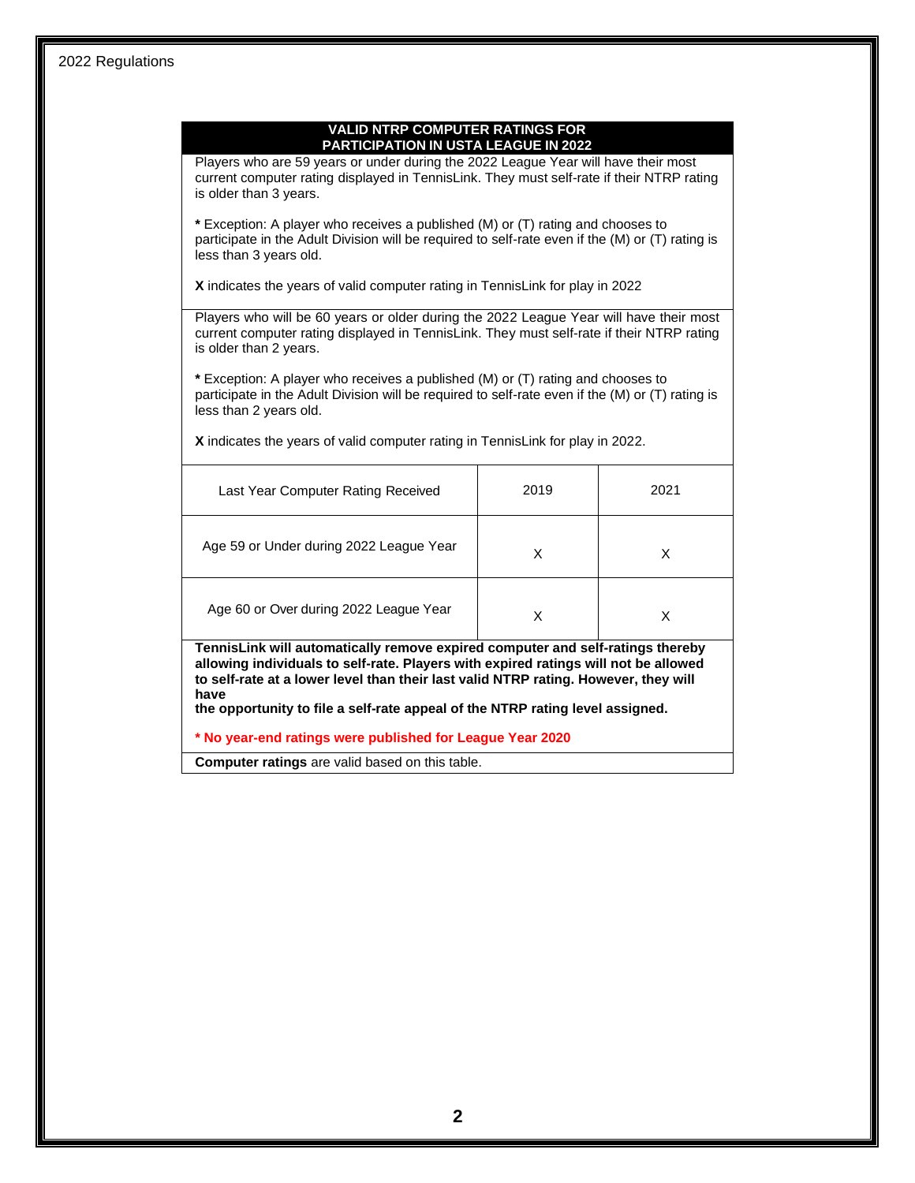## VALID NTRP COMPUTER RATINGS FOR PARTICIPATION IN USTA LEAGUE IN 2022

Players who are 59 years or under during the 2022 League Year will have their most current computer rating displayed in TennisLink. They must self-rate if their NTRP rating is older than 3 years.

**\*** Exception: A player who receives a published (M) or (T) rating and chooses to participate in the Adult Division will be required to self-rate even if the (M) or (T) rating is less than 3 years old.

**X** indicates the years of valid computer rating in TennisLink for play in 2022

Players who will be 60 years or older during the 2022 League Year will have their most current computer rating displayed in TennisLink. They must self-rate if their NTRP rating is older than 2 years.

**\*** Exception: A player who receives a published (M) or (T) rating and chooses to participate in the Adult Division will be required to self-rate even if the (M) or (T) rating is less than 2 years old.

**X** indicates the years of valid computer rating in TennisLink for play in 2022.

| Last Year Computer Rating Received | 2019 | 2021 |
|---|---|---|
| Age 59 or Under during 2022 League Year | X | X |
| Age 60 or Over during 2022 League Year | X | X |

**TennisLink will automatically remove expired computer and self-ratings thereby allowing individuals to self-rate. Players with expired ratings will not be allowed to self-rate at a lower level than their last valid NTRP rating. However, they will have the opportunity to file a self-rate appeal of the NTRP rating level assigned.**

**\* No year-end ratings were published for League Year 2020**

**Computer ratings** are valid based on this table.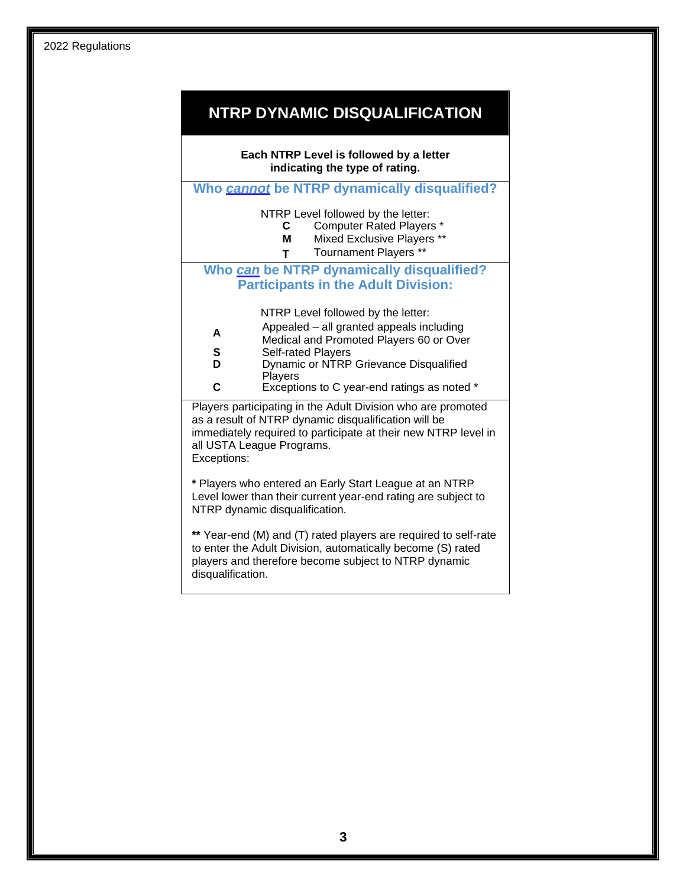# NTRP DYNAMIC DISQUALIFICATION

**Each NTRP Level is followed by a letter indicating the type of rating.**

## Who *cannot* be NTRP dynamically disqualified?

NTRP Level followed by the letter:

- **C** Computer Rated Players *
- **M** Mixed Exclusive Players **
- **T** Tournament Players **

## Who *can* be NTRP dynamically disqualified? Participants in the Adult Division:

NTRP Level followed by the letter:

- **A** Appealed – all granted appeals including Medical and Promoted Players 60 or Over
- **S** Self-rated Players
- **D** Dynamic or NTRP Grievance Disqualified Players
- **C** Exceptions to C year-end ratings as noted *

Players participating in the Adult Division who are promoted as a result of NTRP dynamic disqualification will be immediately required to participate at their new NTRP level in all USTA League Programs.

Exceptions:

**\*** Players who entered an Early Start League at an NTRP Level lower than their current year-end rating are subject to NTRP dynamic disqualification.

**\*\*** Year-end (M) and (T) rated players are required to self-rate to enter the Adult Division, automatically become (S) rated players and therefore become subject to NTRP dynamic disqualification.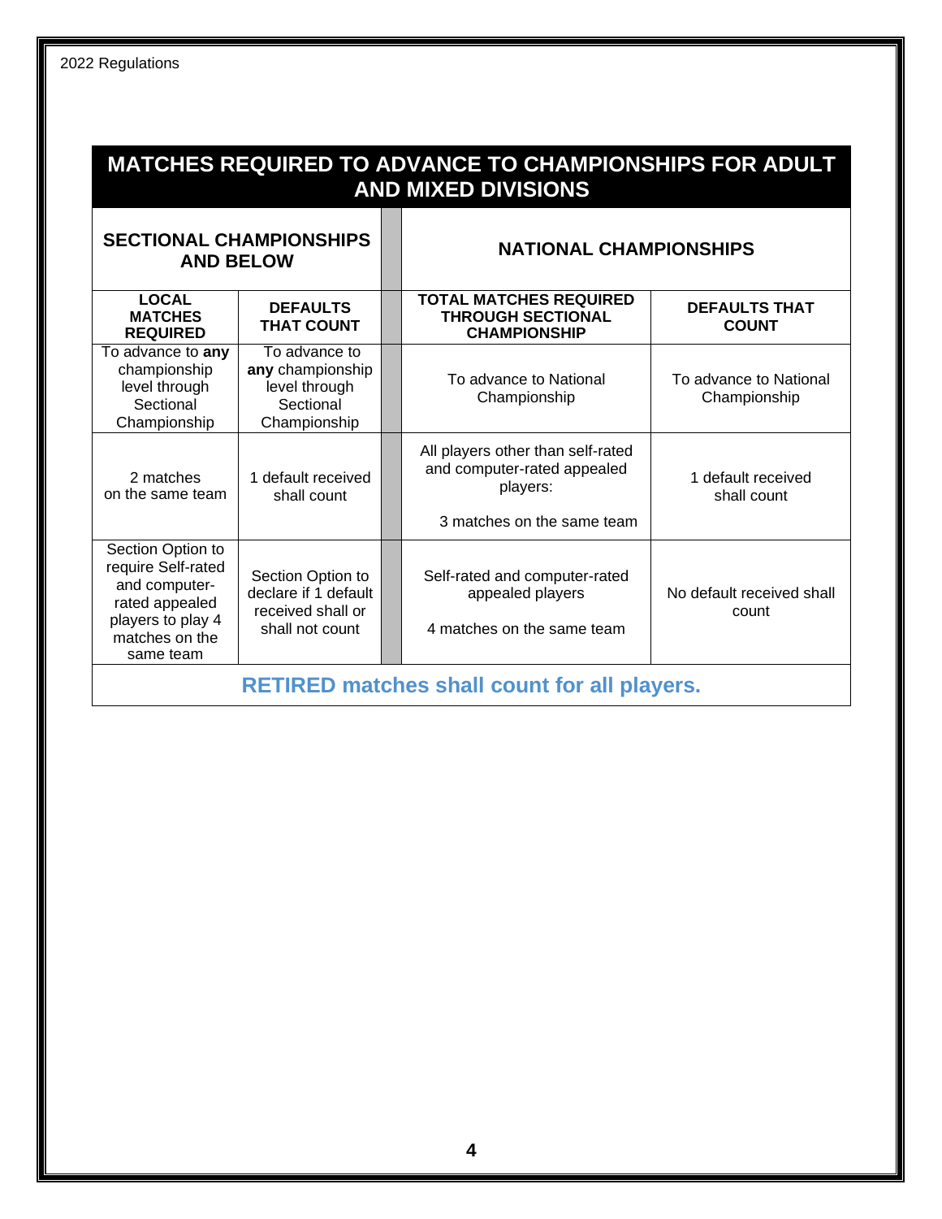## MATCHES REQUIRED TO ADVANCE TO CHAMPIONSHIPS FOR ADULT AND MIXED DIVISIONS

| SECTIONAL CHAMPIONSHIPS AND BELOW | | NATIONAL CHAMPIONSHIPS | |
|---|---|---|---|
| **LOCAL MATCHES REQUIRED** | **DEFAULTS THAT COUNT** | **TOTAL MATCHES REQUIRED THROUGH SECTIONAL CHAMPIONSHIP** | **DEFAULTS THAT COUNT** |
| To advance to **any** championship level through Sectional Championship | To advance to **any** championship level through Sectional Championship | To advance to National Championship | To advance to National Championship |
| 2 matches on the same team | 1 default received shall count | All players other than self-rated and computer-rated appealed players:<br><br>3 matches on the same team | 1 default received shall count |
| Section Option to require Self-rated and computer-rated appealed players to play 4 matches on the same team | Section Option to declare if 1 default received shall or shall not count | Self-rated and computer-rated appealed players<br><br>4 matches on the same team | No default received shall count |

**RETIRED matches shall count for all players.**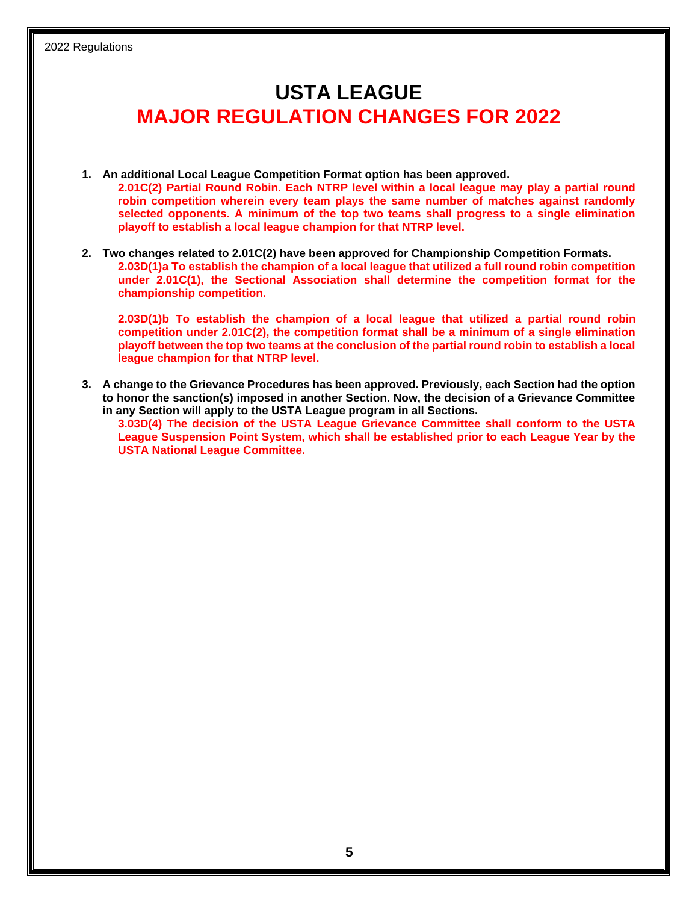# USTA LEAGUE
# MAJOR REGULATION CHANGES FOR 2022

1. **An additional Local League Competition Format option has been approved.**
   **2.01C(2) Partial Round Robin. Each NTRP level within a local league may play a partial round robin competition wherein every team plays the same number of matches against randomly selected opponents. A minimum of the top two teams shall progress to a single elimination playoff to establish a local league champion for that NTRP level.**

2. **Two changes related to 2.01C(2) have been approved for Championship Competition Formats.**
   **2.03D(1)a To establish the champion of a local league that utilized a full round robin competition under 2.01C(1), the Sectional Association shall determine the competition format for the championship competition.**

   **2.03D(1)b To establish the champion of a local league that utilized a partial round robin competition under 2.01C(2), the competition format shall be a minimum of a single elimination playoff between the top two teams at the conclusion of the partial round robin to establish a local league champion for that NTRP level.**

3. **A change to the Grievance Procedures has been approved. Previously, each Section had the option to honor the sanction(s) imposed in another Section. Now, the decision of a Grievance Committee in any Section will apply to the USTA League program in all Sections.**
   **3.03D(4) The decision of the USTA League Grievance Committee shall conform to the USTA League Suspension Point System, which shall be established prior to each League Year by the USTA National League Committee.**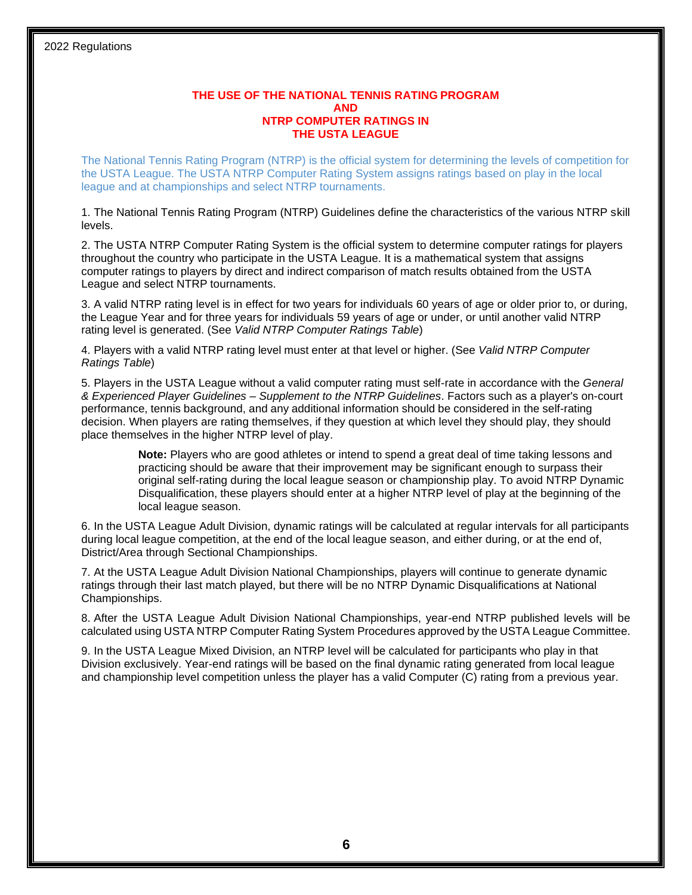## THE USE OF THE NATIONAL TENNIS RATING PROGRAM AND NTRP COMPUTER RATINGS IN THE USTA LEAGUE

The National Tennis Rating Program (NTRP) is the official system for determining the levels of competition for the USTA League. The USTA NTRP Computer Rating System assigns ratings based on play in the local league and at championships and select NTRP tournaments.

1. The National Tennis Rating Program (NTRP) Guidelines define the characteristics of the various NTRP skill levels.

2. The USTA NTRP Computer Rating System is the official system to determine computer ratings for players throughout the country who participate in the USTA League. It is a mathematical system that assigns computer ratings to players by direct and indirect comparison of match results obtained from the USTA League and select NTRP tournaments.

3. A valid NTRP rating level is in effect for two years for individuals 60 years of age or older prior to, or during, the League Year and for three years for individuals 59 years of age or under, or until another valid NTRP rating level is generated. (See *Valid NTRP Computer Ratings Table*)

4. Players with a valid NTRP rating level must enter at that level or higher. (See *Valid NTRP Computer Ratings Table*)

5. Players in the USTA League without a valid computer rating must self-rate in accordance with the *General & Experienced Player Guidelines – Supplement to the NTRP Guidelines*. Factors such as a player's on-court performance, tennis background, and any additional information should be considered in the self-rating decision. When players are rating themselves, if they question at which level they should play, they should place themselves in the higher NTRP level of play.

> **Note:** Players who are good athletes or intend to spend a great deal of time taking lessons and practicing should be aware that their improvement may be significant enough to surpass their original self-rating during the local league season or championship play. To avoid NTRP Dynamic Disqualification, these players should enter at a higher NTRP level of play at the beginning of the local league season.

6. In the USTA League Adult Division, dynamic ratings will be calculated at regular intervals for all participants during local league competition, at the end of the local league season, and either during, or at the end of, District/Area through Sectional Championships.

7. At the USTA League Adult Division National Championships, players will continue to generate dynamic ratings through their last match played, but there will be no NTRP Dynamic Disqualifications at National Championships.

8. After the USTA League Adult Division National Championships, year-end NTRP published levels will be calculated using USTA NTRP Computer Rating System Procedures approved by the USTA League Committee.

9. In the USTA League Mixed Division, an NTRP level will be calculated for participants who play in that Division exclusively. Year-end ratings will be based on the final dynamic rating generated from local league and championship level competition unless the player has a valid Computer (C) rating from a previous year.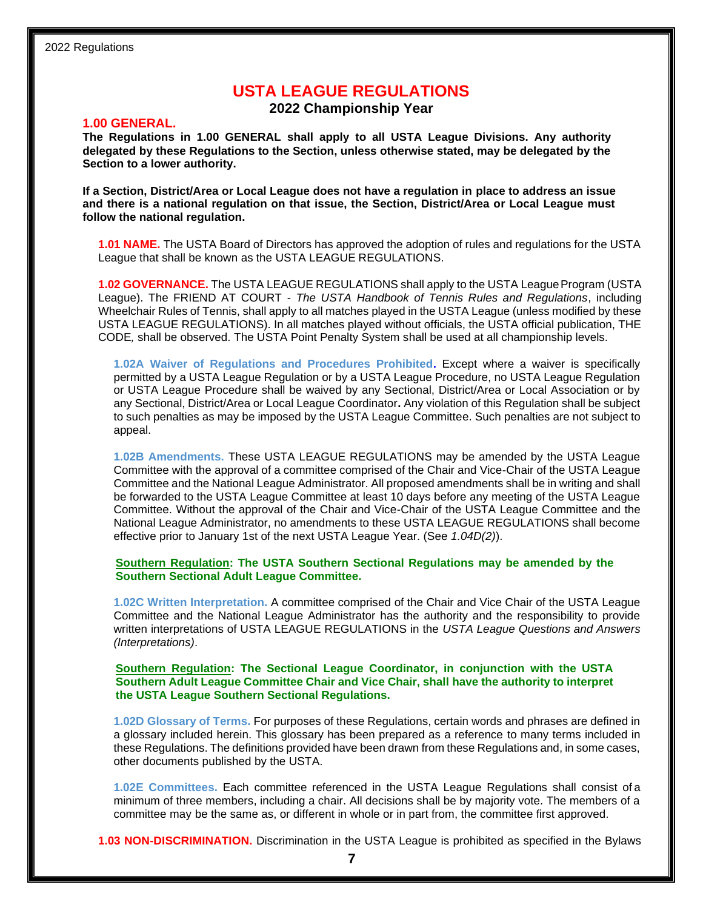# USTA LEAGUE REGULATIONS

## 2022 Championship Year

### 1.00 GENERAL.

**The Regulations in 1.00 GENERAL shall apply to all USTA League Divisions. Any authority delegated by these Regulations to the Section, unless otherwise stated, may be delegated by the Section to a lower authority.**

**If a Section, District/Area or Local League does not have a regulation in place to address an issue and there is a national regulation on that issue, the Section, District/Area or Local League must follow the national regulation.**

**1.01 NAME.** The USTA Board of Directors has approved the adoption of rules and regulations for the USTA League that shall be known as the USTA LEAGUE REGULATIONS.

**1.02 GOVERNANCE.** The USTA LEAGUE REGULATIONS shall apply to the USTA League Program (USTA League). The FRIEND AT COURT - *The USTA Handbook of Tennis Rules and Regulations*, including Wheelchair Rules of Tennis, shall apply to all matches played in the USTA League (unless modified by these USTA LEAGUE REGULATIONS). In all matches played without officials, the USTA official publication, THE CODE*,* shall be observed. The USTA Point Penalty System shall be used at all championship levels.

**1.02A Waiver of Regulations and Procedures Prohibited.** Except where a waiver is specifically permitted by a USTA League Regulation or by a USTA League Procedure, no USTA League Regulation or USTA League Procedure shall be waived by any Sectional, District/Area or Local Association or by any Sectional, District/Area or Local League Coordinator**.** Any violation of this Regulation shall be subject to such penalties as may be imposed by the USTA League Committee. Such penalties are not subject to appeal.

**1.02B Amendments.** These USTA LEAGUE REGULATIONS may be amended by the USTA League Committee with the approval of a committee comprised of the Chair and Vice-Chair of the USTA League Committee and the National League Administrator. All proposed amendments shall be in writing and shall be forwarded to the USTA League Committee at least 10 days before any meeting of the USTA League Committee. Without the approval of the Chair and Vice-Chair of the USTA League Committee and the National League Administrator, no amendments to these USTA LEAGUE REGULATIONS shall become effective prior to January 1st of the next USTA League Year. (See *1.04D(2)*).

**Southern Regulation: The USTA Southern Sectional Regulations may be amended by the Southern Sectional Adult League Committee.**

**1.02C Written Interpretation.** A committee comprised of the Chair and Vice Chair of the USTA League Committee and the National League Administrator has the authority and the responsibility to provide written interpretations of USTA LEAGUE REGULATIONS in the *USTA League Questions and Answers (Interpretations)*.

**Southern Regulation: The Sectional League Coordinator, in conjunction with the USTA Southern Adult League Committee Chair and Vice Chair, shall have the authority to interpret the USTA League Southern Sectional Regulations.**

**1.02D Glossary of Terms.** For purposes of these Regulations, certain words and phrases are defined in a glossary included herein. This glossary has been prepared as a reference to many terms included in these Regulations. The definitions provided have been drawn from these Regulations and, in some cases, other documents published by the USTA.

**1.02E Committees.** Each committee referenced in the USTA League Regulations shall consist of a minimum of three members, including a chair. All decisions shall be by majority vote. The members of a committee may be the same as, or different in whole or in part from, the committee first approved.

**1.03 NON-DISCRIMINATION.** Discrimination in the USTA League is prohibited as specified in the Bylaws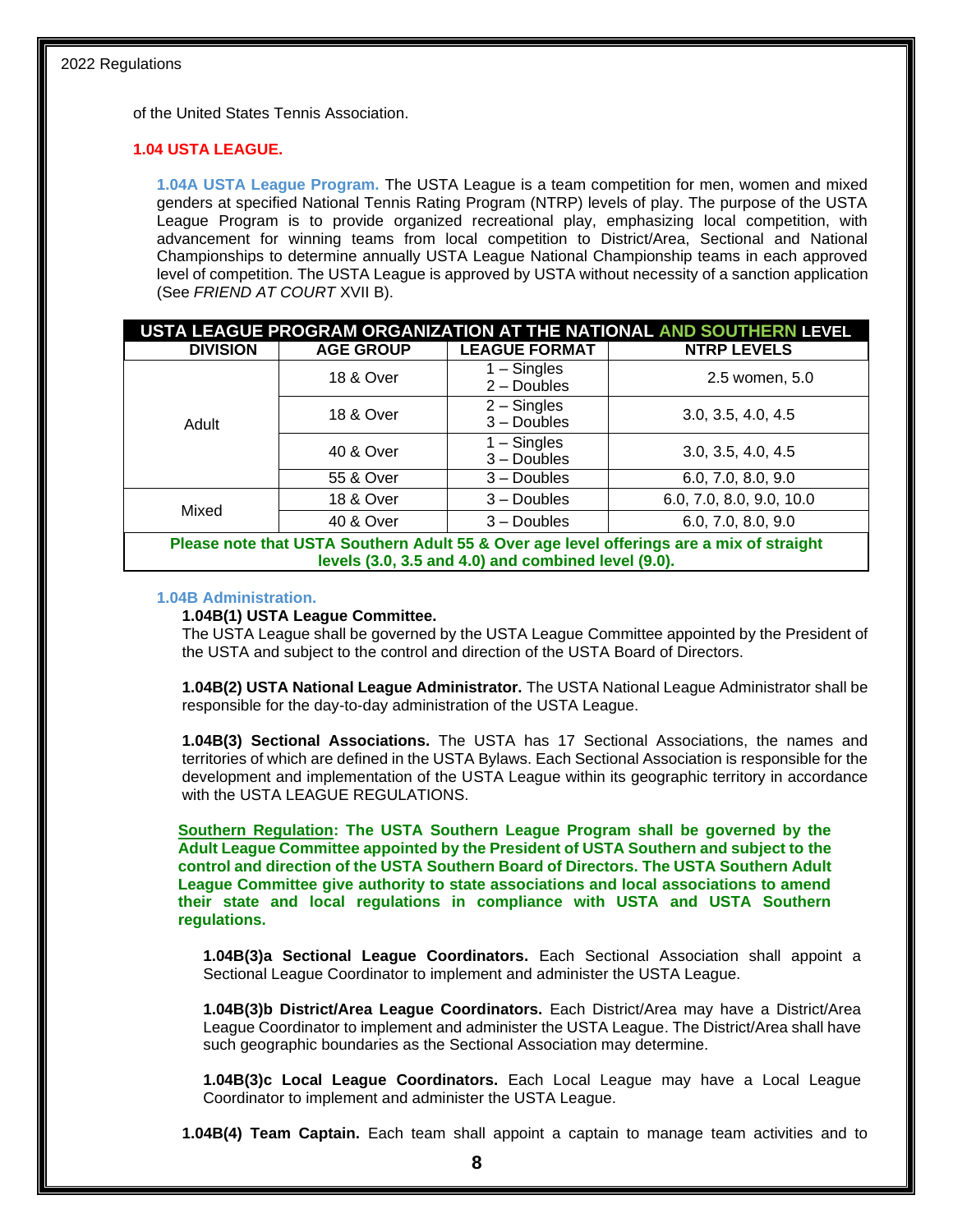of the United States Tennis Association.

### 1.04 USTA LEAGUE.

**1.04A USTA League Program.** The USTA League is a team competition for men, women and mixed genders at specified National Tennis Rating Program (NTRP) levels of play. The purpose of the USTA League Program is to provide organized recreational play, emphasizing local competition, with advancement for winning teams from local competition to District/Area, Sectional and National Championships to determine annually USTA League National Championship teams in each approved level of competition. The USTA League is approved by USTA without necessity of a sanction application (See *FRIEND AT COURT* XVII B).

| USTA LEAGUE PROGRAM ORGANIZATION AT THE NATIONAL AND SOUTHERN LEVEL | | | |
|---|---|---|---|
| **DIVISION** | **AGE GROUP** | **LEAGUE FORMAT** | **NTRP LEVELS** |
| Adult | 18 & Over | 1 – Singles<br>2 – Doubles | 2.5 women, 5.0 |
| | 18 & Over | 2 – Singles<br>3 – Doubles | 3.0, 3.5, 4.0, 4.5 |
| | 40 & Over | 1 – Singles<br>3 – Doubles | 3.0, 3.5, 4.0, 4.5 |
| | 55 & Over | 3 – Doubles | 6.0, 7.0, 8.0, 9.0 |
| Mixed | 18 & Over | 3 – Doubles | 6.0, 7.0, 8.0, 9.0, 10.0 |
| | 40 & Over | 3 – Doubles | 6.0, 7.0, 8.0, 9.0 |
| **Please note that USTA Southern Adult 55 & Over age level offerings are a mix of straight levels (3.0, 3.5 and 4.0) and combined level (9.0).** | | | |

**1.04B Administration.**

**1.04B(1) USTA League Committee.**
The USTA League shall be governed by the USTA League Committee appointed by the President of the USTA and subject to the control and direction of the USTA Board of Directors.

**1.04B(2) USTA National League Administrator.** The USTA National League Administrator shall be responsible for the day-to-day administration of the USTA League.

**1.04B(3) Sectional Associations.** The USTA has 17 Sectional Associations, the names and territories of which are defined in the USTA Bylaws. Each Sectional Association is responsible for the development and implementation of the USTA League within its geographic territory in accordance with the USTA LEAGUE REGULATIONS.

**Southern Regulation: The USTA Southern League Program shall be governed by the Adult League Committee appointed by the President of USTA Southern and subject to the control and direction of the USTA Southern Board of Directors. The USTA Southern Adult League Committee give authority to state associations and local associations to amend their state and local regulations in compliance with USTA and USTA Southern regulations.**

**1.04B(3)a Sectional League Coordinators.** Each Sectional Association shall appoint a Sectional League Coordinator to implement and administer the USTA League.

**1.04B(3)b District/Area League Coordinators.** Each District/Area may have a District/Area League Coordinator to implement and administer the USTA League. The District/Area shall have such geographic boundaries as the Sectional Association may determine.

**1.04B(3)c Local League Coordinators.** Each Local League may have a Local League Coordinator to implement and administer the USTA League.

**1.04B(4) Team Captain.** Each team shall appoint a captain to manage team activities and to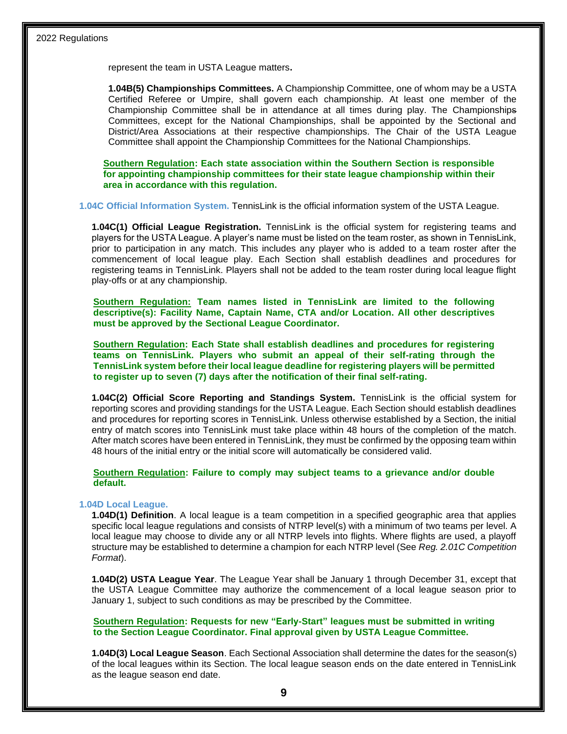represent the team in USTA League matters**.**

**1.04B(5) Championships Committees.** A Championship Committee, one of whom may be a USTA Certified Referee or Umpire, shall govern each championship. At least one member of the Championship Committee shall be in attendance at all times during play. The Championships Committees, except for the National Championships, shall be appointed by the Sectional and District/Area Associations at their respective championships. The Chair of the USTA League Committee shall appoint the Championship Committees for the National Championships.

**Southern Regulation: Each state association within the Southern Section is responsible for appointing championship committees for their state league championship within their area in accordance with this regulation.**

**1.04C Official Information System.** TennisLink is the official information system of the USTA League.

**1.04C(1) Official League Registration.** TennisLink is the official system for registering teams and players for the USTA League. A player's name must be listed on the team roster, as shown in TennisLink, prior to participation in any match. This includes any player who is added to a team roster after the commencement of local league play. Each Section shall establish deadlines and procedures for registering teams in TennisLink. Players shall not be added to the team roster during local league flight play-offs or at any championship.

**Southern Regulation: Team names listed in TennisLink are limited to the following descriptive(s): Facility Name, Captain Name, CTA and/or Location. All other descriptives must be approved by the Sectional League Coordinator.**

**Southern Regulation: Each State shall establish deadlines and procedures for registering teams on TennisLink. Players who submit an appeal of their self-rating through the TennisLink system before their local league deadline for registering players will be permitted to register up to seven (7) days after the notification of their final self-rating.**

**1.04C(2) Official Score Reporting and Standings System.** TennisLink is the official system for reporting scores and providing standings for the USTA League. Each Section should establish deadlines and procedures for reporting scores in TennisLink. Unless otherwise established by a Section, the initial entry of match scores into TennisLink must take place within 48 hours of the completion of the match. After match scores have been entered in TennisLink, they must be confirmed by the opposing team within 48 hours of the initial entry or the initial score will automatically be considered valid.

**Southern Regulation: Failure to comply may subject teams to a grievance and/or double default.**

**1.04D Local League.**

**1.04D(1) Definition**. A local league is a team competition in a specified geographic area that applies specific local league regulations and consists of NTRP level(s) with a minimum of two teams per level. A local league may choose to divide any or all NTRP levels into flights. Where flights are used, a playoff structure may be established to determine a champion for each NTRP level (See *Reg. 2.01C Competition Format*).

**1.04D(2) USTA League Year**. The League Year shall be January 1 through December 31, except that the USTA League Committee may authorize the commencement of a local league season prior to January 1, subject to such conditions as may be prescribed by the Committee.

**Southern Regulation: Requests for new "Early-Start" leagues must be submitted in writing to the Section League Coordinator. Final approval given by USTA League Committee.**

**1.04D(3) Local League Season**. Each Sectional Association shall determine the dates for the season(s) of the local leagues within its Section. The local league season ends on the date entered in TennisLink as the league season end date.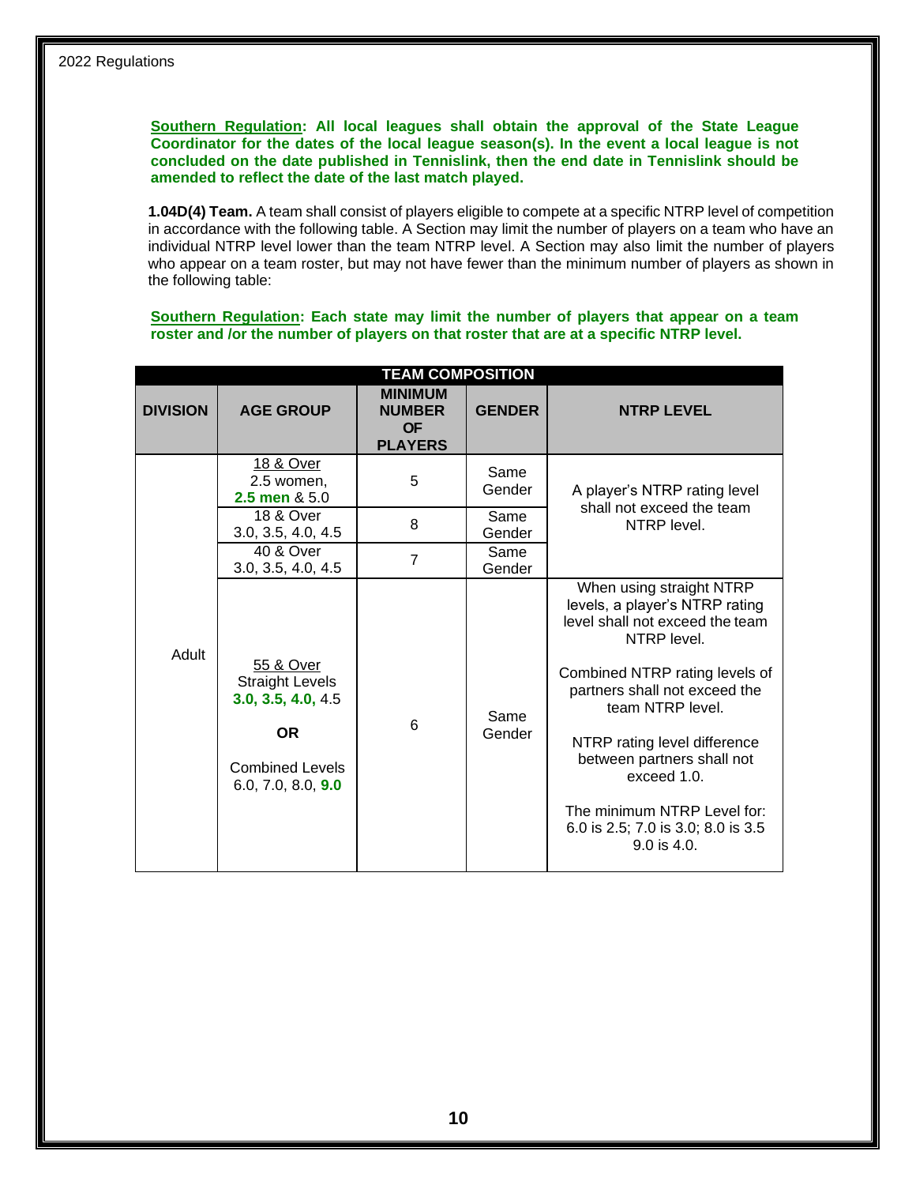2022 Regulations

**Southern Regulation: All local leagues shall obtain the approval of the State League Coordinator for the dates of the local league season(s). In the event a local league is not concluded on the date published in Tennislink, then the end date in Tennislink should be amended to reflect the date of the last match played.**

**1.04D(4) Team.** A team shall consist of players eligible to compete at a specific NTRP level of competition in accordance with the following table. A Section may limit the number of players on a team who have an individual NTRP level lower than the team NTRP level. A Section may also limit the number of players who appear on a team roster, but may not have fewer than the minimum number of players as shown in the following table:

**Southern Regulation: Each state may limit the number of players that appear on a team roster and /or the number of players on that roster that are at a specific NTRP level.**

| TEAM COMPOSITION | | | | |
|---|---|---|---|---|
| **DIVISION** | **AGE GROUP** | **MINIMUM NUMBER OF PLAYERS** | **GENDER** | **NTRP LEVEL** |
| Adult | 18 & Over<br>2.5 women,<br>**2.5 men** & 5.0 | 5 | Same Gender | A player's NTRP rating level shall not exceed the team NTRP level. |
| | 18 & Over<br>3.0, 3.5, 4.0, 4.5 | 8 | Same Gender | |
| | 40 & Over<br>3.0, 3.5, 4.0, 4.5 | 7 | Same Gender | |
| | 55 & Over<br>Straight Levels<br>**3.0, 3.5, 4.0,** 4.5<br><br>**OR**<br><br>Combined Levels<br>6.0, 7.0, 8.0, **9.0** | 6 | Same Gender | When using straight NTRP levels, a player's NTRP rating level shall not exceed the team NTRP level.<br><br>Combined NTRP rating levels of partners shall not exceed the team NTRP level.<br><br>NTRP rating level difference between partners shall not exceed 1.0.<br><br>The minimum NTRP Level for: 6.0 is 2.5; 7.0 is 3.0; 8.0 is 3.5 9.0 is 4.0. |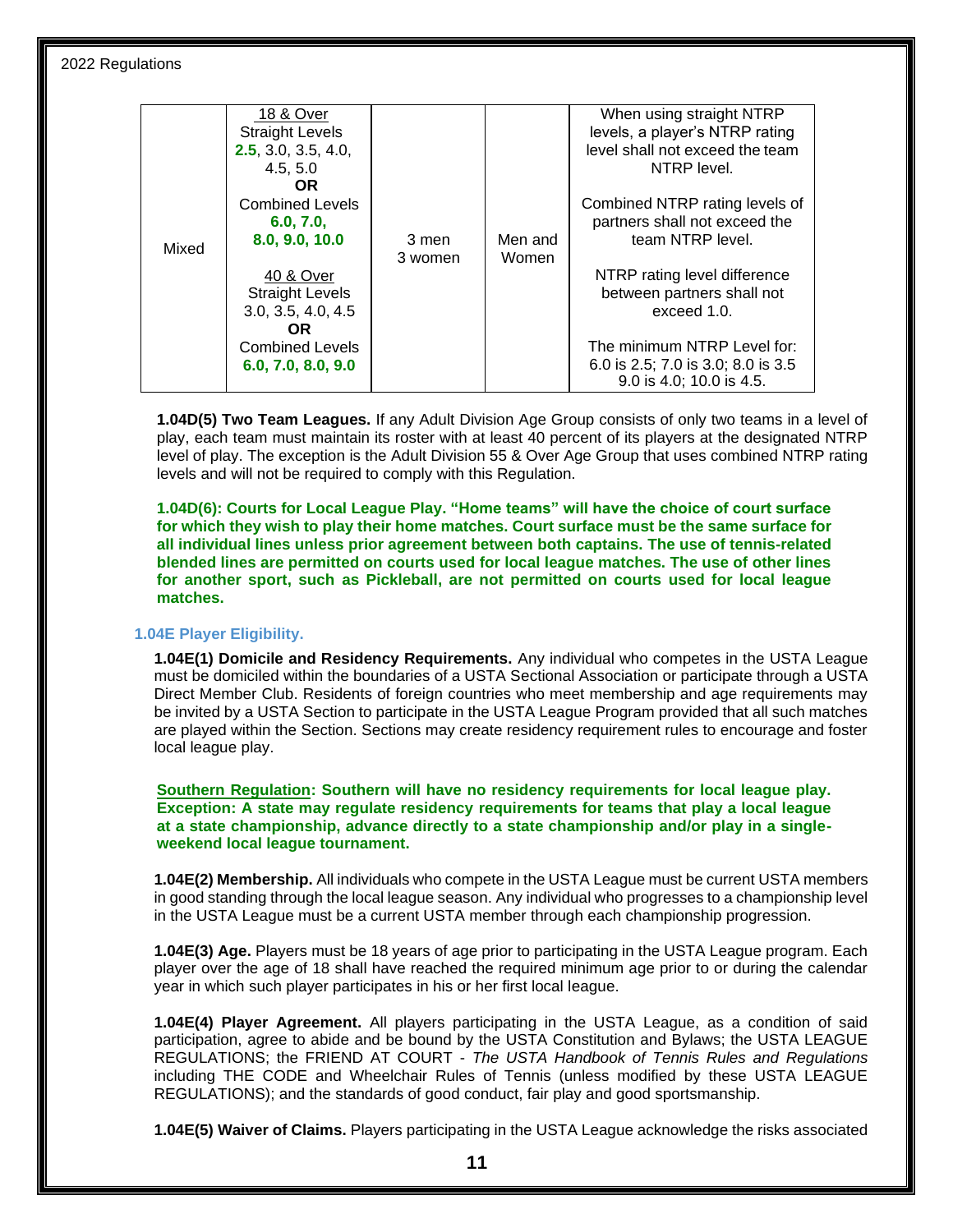| Mixed | 18 & Over<br>Straight Levels<br>**2.5**, 3.0, 3.5, 4.0, 4.5, 5.0<br>**OR**<br>Combined Levels<br>**6.0, 7.0, 8.0, 9.0, 10.0**<br><br>40 & Over<br>Straight Levels<br>3.0, 3.5, 4.0, 4.5<br>**OR**<br>Combined Levels<br>**6.0, 7.0, 8.0, 9.0** | 3 men<br>3 women | Men and Women | When using straight NTRP levels, a player's NTRP rating level shall not exceed the team NTRP level.<br><br>Combined NTRP rating levels of partners shall not exceed the team NTRP level.<br><br>NTRP rating level difference between partners shall not exceed 1.0.<br><br>The minimum NTRP Level for: 6.0 is 2.5; 7.0 is 3.0; 8.0 is 3.5 9.0 is 4.0; 10.0 is 4.5. |
|---|---|---|---|---|

**1.04D(5) Two Team Leagues.** If any Adult Division Age Group consists of only two teams in a level of play, each team must maintain its roster with at least 40 percent of its players at the designated NTRP level of play. The exception is the Adult Division 55 & Over Age Group that uses combined NTRP rating levels and will not be required to comply with this Regulation.

**1.04D(6): Courts for Local League Play. "Home teams" will have the choice of court surface for which they wish to play their home matches. Court surface must be the same surface for all individual lines unless prior agreement between both captains. The use of tennis-related blended lines are permitted on courts used for local league matches. The use of other lines for another sport, such as Pickleball, are not permitted on courts used for local league matches.**

### 1.04E Player Eligibility.

**1.04E(1) Domicile and Residency Requirements.** Any individual who competes in the USTA League must be domiciled within the boundaries of a USTA Sectional Association or participate through a USTA Direct Member Club. Residents of foreign countries who meet membership and age requirements may be invited by a USTA Section to participate in the USTA League Program provided that all such matches are played within the Section. Sections may create residency requirement rules to encourage and foster local league play.

**Southern Regulation: Southern will have no residency requirements for local league play. Exception: A state may regulate residency requirements for teams that play a local league at a state championship, advance directly to a state championship and/or play in a single-weekend local league tournament.**

**1.04E(2) Membership.** All individuals who compete in the USTA League must be current USTA members in good standing through the local league season. Any individual who progresses to a championship level in the USTA League must be a current USTA member through each championship progression.

**1.04E(3) Age.** Players must be 18 years of age prior to participating in the USTA League program. Each player over the age of 18 shall have reached the required minimum age prior to or during the calendar year in which such player participates in his or her first local league.

**1.04E(4) Player Agreement.** All players participating in the USTA League, as a condition of said participation, agree to abide and be bound by the USTA Constitution and Bylaws; the USTA LEAGUE REGULATIONS; the FRIEND AT COURT - *The USTA Handbook of Tennis Rules and Regulations* including THE CODE and Wheelchair Rules of Tennis (unless modified by these USTA LEAGUE REGULATIONS); and the standards of good conduct, fair play and good sportsmanship.

**1.04E(5) Waiver of Claims.** Players participating in the USTA League acknowledge the risks associated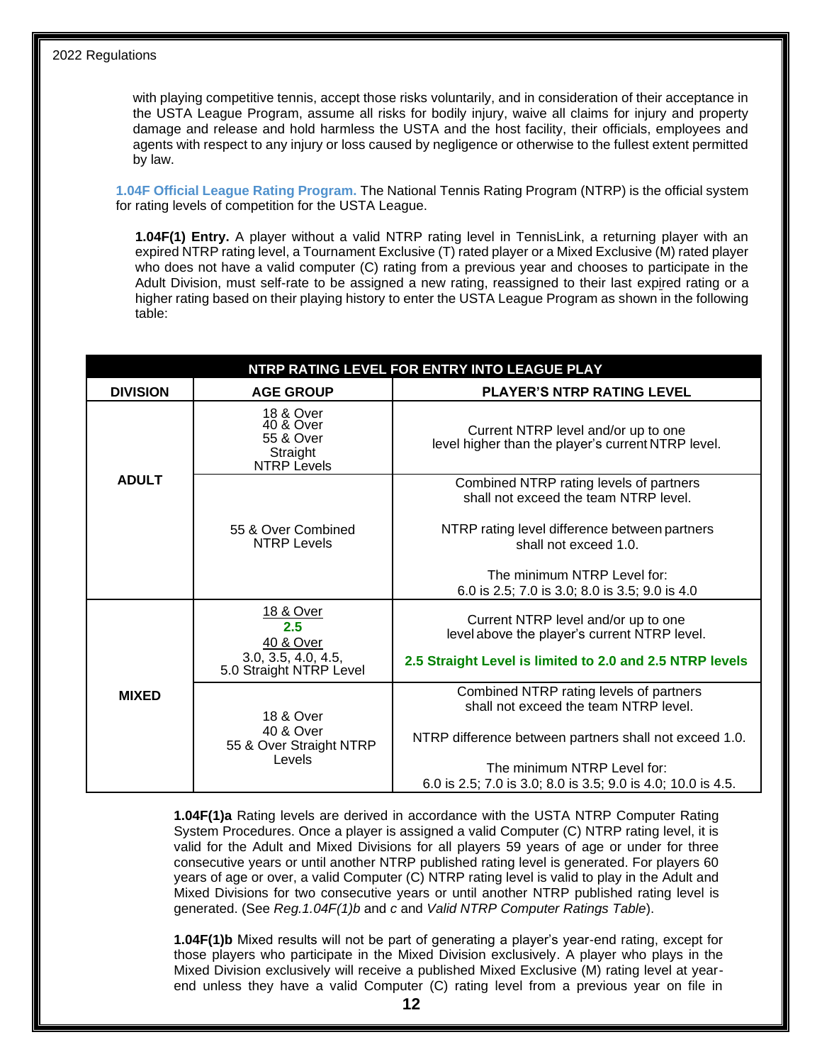with playing competitive tennis, accept those risks voluntarily, and in consideration of their acceptance in the USTA League Program, assume all risks for bodily injury, waive all claims for injury and property damage and release and hold harmless the USTA and the host facility, their officials, employees and agents with respect to any injury or loss caused by negligence or otherwise to the fullest extent permitted by law.

**1.04F Official League Rating Program.** The National Tennis Rating Program (NTRP) is the official system for rating levels of competition for the USTA League.

**1.04F(1) Entry.** A player without a valid NTRP rating level in TennisLink, a returning player with an expired NTRP rating level, a Tournament Exclusive (T) rated player or a Mixed Exclusive (M) rated player who does not have a valid computer (C) rating from a previous year and chooses to participate in the Adult Division, must self-rate to be assigned a new rating, reassigned to their last expired rating or a higher rating based on their playing history to enter the USTA League Program as shown in the following table:

| NTRP RATING LEVEL FOR ENTRY INTO LEAGUE PLAY | | |
|---|---|---|
| **DIVISION** | **AGE GROUP** | **PLAYER'S NTRP RATING LEVEL** |
| **ADULT** | 18 & Over<br>40 & Over<br>55 & Over<br>Straight<br>NTRP Levels | Current NTRP level and/or up to one level higher than the player's current NTRP level. |
| | 55 & Over Combined NTRP Levels | Combined NTRP rating levels of partners shall not exceed the team NTRP level.<br><br>NTRP rating level difference between partners shall not exceed 1.0.<br><br>The minimum NTRP Level for:<br>6.0 is 2.5; 7.0 is 3.0; 8.0 is 3.5; 9.0 is 4.0 |
| **MIXED** | 18 & Over<br>**2.5**<br>40 & Over<br>3.0, 3.5, 4.0, 4.5,<br>5.0 Straight NTRP Level | Current NTRP level and/or up to one level above the player's current NTRP level.<br><br>**2.5 Straight Level is limited to 2.0 and 2.5 NTRP levels** |
| | 18 & Over<br>40 & Over<br>55 & Over Straight NTRP Levels | Combined NTRP rating levels of partners shall not exceed the team NTRP level.<br><br>NTRP difference between partners shall not exceed 1.0.<br><br>The minimum NTRP Level for:<br>6.0 is 2.5; 7.0 is 3.0; 8.0 is 3.5; 9.0 is 4.0; 10.0 is 4.5. |

**1.04F(1)a** Rating levels are derived in accordance with the USTA NTRP Computer Rating System Procedures. Once a player is assigned a valid Computer (C) NTRP rating level, it is valid for the Adult and Mixed Divisions for all players 59 years of age or under for three consecutive years or until another NTRP published rating level is generated. For players 60 years of age or over, a valid Computer (C) NTRP rating level is valid to play in the Adult and Mixed Divisions for two consecutive years or until another NTRP published rating level is generated. (See *Reg.1.04F(1)b* and *c* and *Valid NTRP Computer Ratings Table*).

**1.04F(1)b** Mixed results will not be part of generating a player's year-end rating, except for those players who participate in the Mixed Division exclusively. A player who plays in the Mixed Division exclusively will receive a published Mixed Exclusive (M) rating level at year-end unless they have a valid Computer (C) rating level from a previous year on file in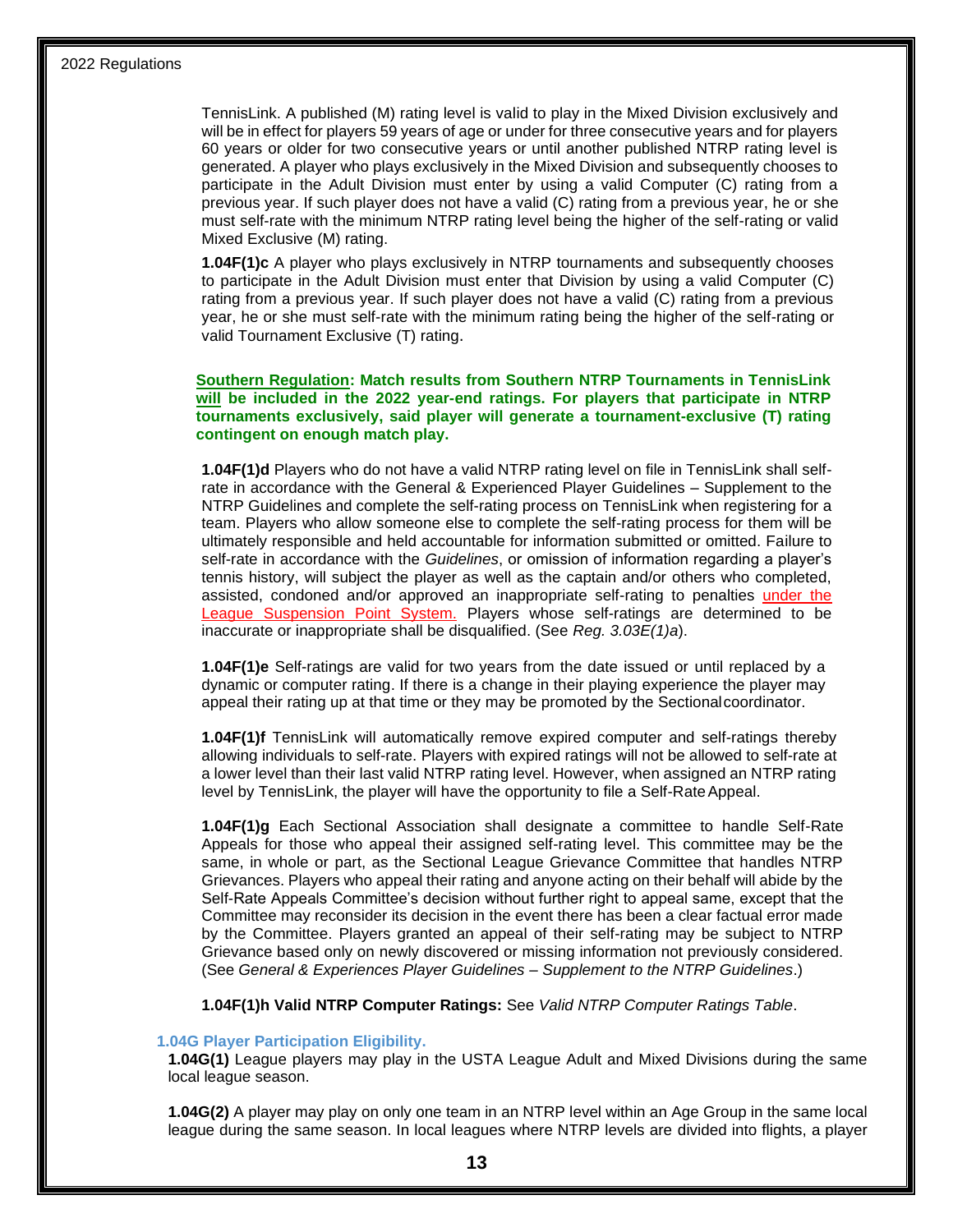TennisLink. A published (M) rating level is valid to play in the Mixed Division exclusively and will be in effect for players 59 years of age or under for three consecutive years and for players 60 years or older for two consecutive years or until another published NTRP rating level is generated. A player who plays exclusively in the Mixed Division and subsequently chooses to participate in the Adult Division must enter by using a valid Computer (C) rating from a previous year. If such player does not have a valid (C) rating from a previous year, he or she must self-rate with the minimum NTRP rating level being the higher of the self-rating or valid Mixed Exclusive (M) rating.

**1.04F(1)c** A player who plays exclusively in NTRP tournaments and subsequently chooses to participate in the Adult Division must enter that Division by using a valid Computer (C) rating from a previous year. If such player does not have a valid (C) rating from a previous year, he or she must self-rate with the minimum rating being the higher of the self-rating or valid Tournament Exclusive (T) rating.

**Southern Regulation: Match results from Southern NTRP Tournaments in TennisLink will be included in the 2022 year-end ratings. For players that participate in NTRP tournaments exclusively, said player will generate a tournament-exclusive (T) rating contingent on enough match play.**

**1.04F(1)d** Players who do not have a valid NTRP rating level on file in TennisLink shall self-rate in accordance with the General & Experienced Player Guidelines – Supplement to the NTRP Guidelines and complete the self-rating process on TennisLink when registering for a team. Players who allow someone else to complete the self-rating process for them will be ultimately responsible and held accountable for information submitted or omitted. Failure to self-rate in accordance with the *Guidelines*, or omission of information regarding a player's tennis history, will subject the player as well as the captain and/or others who completed, assisted, condoned and/or approved an inappropriate self-rating to penalties under the League Suspension Point System. Players whose self-ratings are determined to be inaccurate or inappropriate shall be disqualified. (See *Reg. 3.03E(1)a*).

**1.04F(1)e** Self-ratings are valid for two years from the date issued or until replaced by a dynamic or computer rating. If there is a change in their playing experience the player may appeal their rating up at that time or they may be promoted by the Sectional coordinator.

**1.04F(1)f** TennisLink will automatically remove expired computer and self-ratings thereby allowing individuals to self-rate. Players with expired ratings will not be allowed to self-rate at a lower level than their last valid NTRP rating level. However, when assigned an NTRP rating level by TennisLink, the player will have the opportunity to file a Self-Rate Appeal.

**1.04F(1)g** Each Sectional Association shall designate a committee to handle Self-Rate Appeals for those who appeal their assigned self-rating level. This committee may be the same, in whole or part, as the Sectional League Grievance Committee that handles NTRP Grievances. Players who appeal their rating and anyone acting on their behalf will abide by the Self-Rate Appeals Committee's decision without further right to appeal same, except that the Committee may reconsider its decision in the event there has been a clear factual error made by the Committee. Players granted an appeal of their self-rating may be subject to NTRP Grievance based only on newly discovered or missing information not previously considered. (See *General & Experiences Player Guidelines – Supplement to the NTRP Guidelines*.)

**1.04F(1)h Valid NTRP Computer Ratings:** See *Valid NTRP Computer Ratings Table*.

### 1.04G Player Participation Eligibility.

**1.04G(1)** League players may play in the USTA League Adult and Mixed Divisions during the same local league season.

**1.04G(2)** A player may play on only one team in an NTRP level within an Age Group in the same local league during the same season. In local leagues where NTRP levels are divided into flights, a player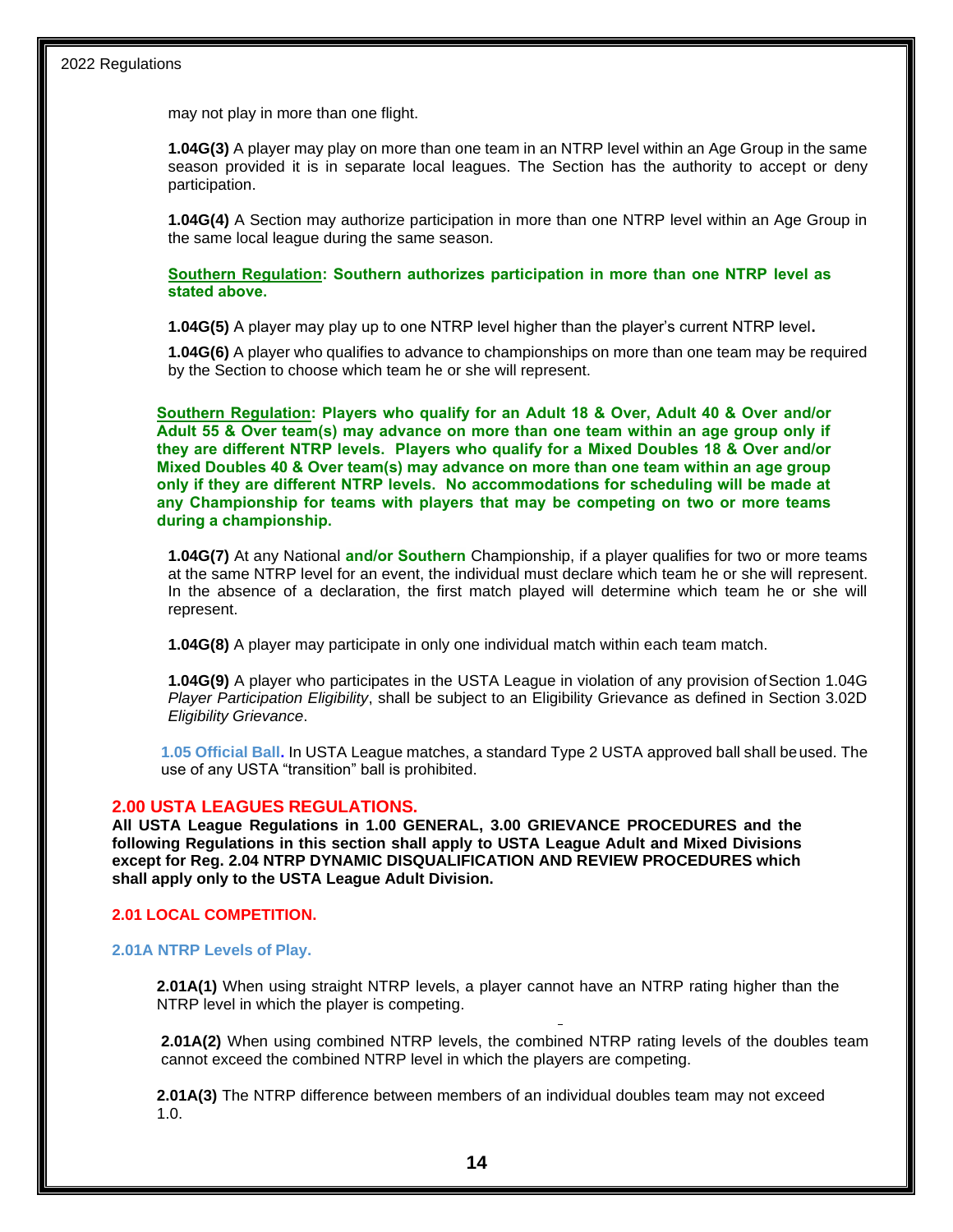may not play in more than one flight.

**1.04G(3)** A player may play on more than one team in an NTRP level within an Age Group in the same season provided it is in separate local leagues. The Section has the authority to accept or deny participation.

**1.04G(4)** A Section may authorize participation in more than one NTRP level within an Age Group in the same local league during the same season.

**Southern Regulation: Southern authorizes participation in more than one NTRP level as stated above.**

**1.04G(5)** A player may play up to one NTRP level higher than the player's current NTRP level**.**

**1.04G(6)** A player who qualifies to advance to championships on more than one team may be required by the Section to choose which team he or she will represent.

**Southern Regulation: Players who qualify for an Adult 18 & Over, Adult 40 & Over and/or Adult 55 & Over team(s) may advance on more than one team within an age group only if they are different NTRP levels. Players who qualify for a Mixed Doubles 18 & Over and/or Mixed Doubles 40 & Over team(s) may advance on more than one team within an age group only if they are different NTRP levels. No accommodations for scheduling will be made at any Championship for teams with players that may be competing on two or more teams during a championship.**

**1.04G(7)** At any National **and/or Southern** Championship, if a player qualifies for two or more teams at the same NTRP level for an event, the individual must declare which team he or she will represent. In the absence of a declaration, the first match played will determine which team he or she will represent.

**1.04G(8)** A player may participate in only one individual match within each team match.

**1.04G(9)** A player who participates in the USTA League in violation of any provision of Section 1.04G *Player Participation Eligibility*, shall be subject to an Eligibility Grievance as defined in Section 3.02D *Eligibility Grievance*.

**1.05 Official Ball.** In USTA League matches, a standard Type 2 USTA approved ball shall be used. The use of any USTA "transition" ball is prohibited.

## 2.00 USTA LEAGUES REGULATIONS.

**All USTA League Regulations in 1.00 GENERAL, 3.00 GRIEVANCE PROCEDURES and the following Regulations in this section shall apply to USTA League Adult and Mixed Divisions except for Reg. 2.04 NTRP DYNAMIC DISQUALIFICATION AND REVIEW PROCEDURES which shall apply only to the USTA League Adult Division.**

### 2.01 LOCAL COMPETITION.

#### 2.01A NTRP Levels of Play.

**2.01A(1)** When using straight NTRP levels, a player cannot have an NTRP rating higher than the NTRP level in which the player is competing.

**2.01A(2)** When using combined NTRP levels, the combined NTRP rating levels of the doubles team cannot exceed the combined NTRP level in which the players are competing.

**2.01A(3)** The NTRP difference between members of an individual doubles team may not exceed 1.0.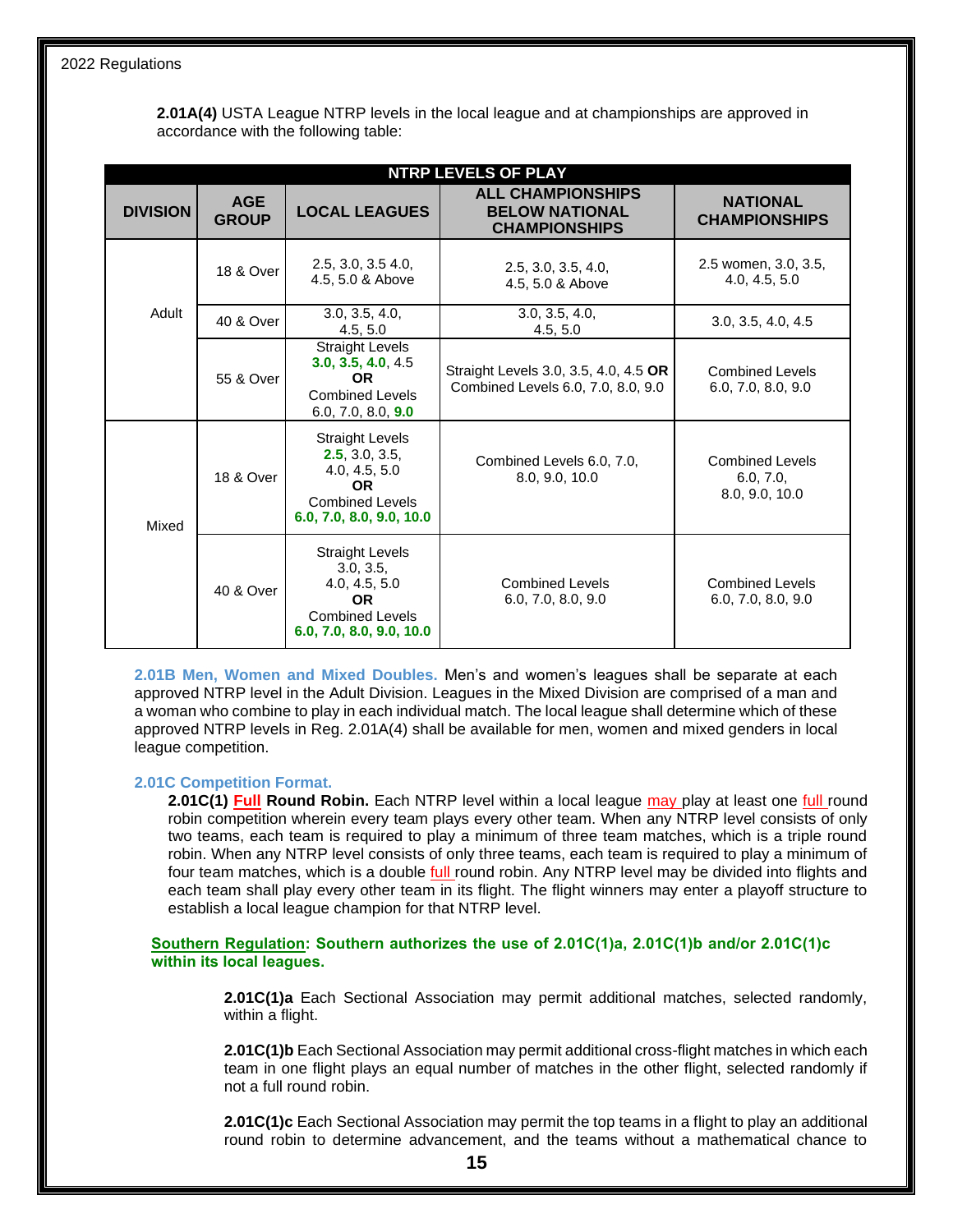2022 Regulations

**2.01A(4)** USTA League NTRP levels in the local league and at championships are approved in accordance with the following table:

| NTRP LEVELS OF PLAY | | | | |
|---|---|---|---|---|
| **DIVISION** | **AGE GROUP** | **LOCAL LEAGUES** | **ALL CHAMPIONSHIPS BELOW NATIONAL CHAMPIONSHIPS** | **NATIONAL CHAMPIONSHIPS** |
| Adult | 18 & Over | 2.5, 3.0, 3.5 4.0, 4.5, 5.0 & Above | 2.5, 3.0, 3.5, 4.0, 4.5, 5.0 & Above | 2.5 women, 3.0, 3.5, 4.0, 4.5, 5.0 |
| | 40 & Over | 3.0, 3.5, 4.0, 4.5, 5.0 | 3.0, 3.5, 4.0, 4.5, 5.0 | 3.0, 3.5, 4.0, 4.5 |
| | 55 & Over | Straight Levels **3.0, 3.5, 4.0**, 4.5 **OR** Combined Levels 6.0, 7.0, 8.0, **9.0** | Straight Levels 3.0, 3.5, 4.0, 4.5 **OR** Combined Levels 6.0, 7.0, 8.0, 9.0 | Combined Levels 6.0, 7.0, 8.0, 9.0 |
| Mixed | 18 & Over | Straight Levels **2.5**, 3.0, 3.5, 4.0, 4.5, 5.0 **OR** Combined Levels **6.0, 7.0, 8.0, 9.0, 10.0** | Combined Levels 6.0, 7.0, 8.0, 9.0, 10.0 | Combined Levels 6.0, 7.0, 8.0, 9.0, 10.0 |
| | 40 & Over | Straight Levels 3.0, 3.5, 4.0, 4.5, 5.0 **OR** Combined Levels **6.0, 7.0, 8.0, 9.0, 10.0** | Combined Levels 6.0, 7.0, 8.0, 9.0 | Combined Levels 6.0, 7.0, 8.0, 9.0 |

**2.01B Men, Women and Mixed Doubles.** Men's and women's leagues shall be separate at each approved NTRP level in the Adult Division. Leagues in the Mixed Division are comprised of a man and a woman who combine to play in each individual match. The local league shall determine which of these approved NTRP levels in Reg. 2.01A(4) shall be available for men, women and mixed genders in local league competition.

**2.01C Competition Format.**

**2.01C(1) Full Round Robin.** Each NTRP level within a local league may play at least one full round robin competition wherein every team plays every other team. When any NTRP level consists of only two teams, each team is required to play a minimum of three team matches, which is a triple round robin. When any NTRP level consists of only three teams, each team is required to play a minimum of four team matches, which is a double full round robin. Any NTRP level may be divided into flights and each team shall play every other team in its flight. The flight winners may enter a playoff structure to establish a local league champion for that NTRP level.

**Southern Regulation: Southern authorizes the use of 2.01C(1)a, 2.01C(1)b and/or 2.01C(1)c within its local leagues.**

**2.01C(1)a** Each Sectional Association may permit additional matches, selected randomly, within a flight.

**2.01C(1)b** Each Sectional Association may permit additional cross-flight matches in which each team in one flight plays an equal number of matches in the other flight, selected randomly if not a full round robin.

**2.01C(1)c** Each Sectional Association may permit the top teams in a flight to play an additional round robin to determine advancement, and the teams without a mathematical chance to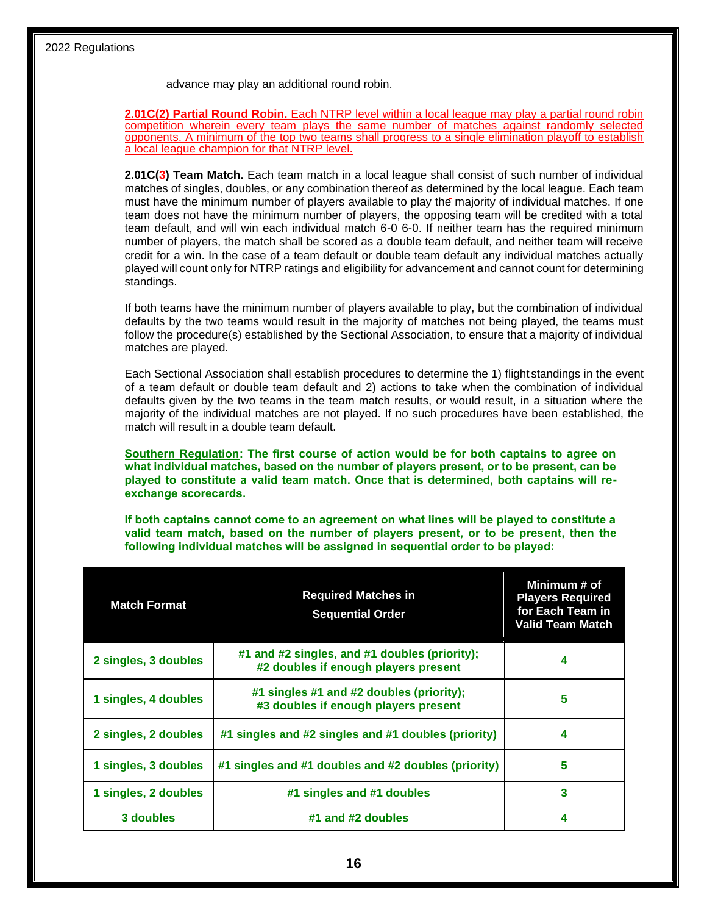advance may play an additional round robin.

**2.01C(2) Partial Round Robin.** Each NTRP level within a local league may play a partial round robin competition wherein every team plays the same number of matches against randomly selected opponents. A minimum of the top two teams shall progress to a single elimination playoff to establish a local league champion for that NTRP level.

**2.01C(3) Team Match.** Each team match in a local league shall consist of such number of individual matches of singles, doubles, or any combination thereof as determined by the local league. Each team must have the minimum number of players available to play the majority of individual matches. If one team does not have the minimum number of players, the opposing team will be credited with a total team default, and will win each individual match 6-0 6-0. If neither team has the required minimum number of players, the match shall be scored as a double team default, and neither team will receive credit for a win. In the case of a team default or double team default any individual matches actually played will count only for NTRP ratings and eligibility for advancement and cannot count for determining standings.

If both teams have the minimum number of players available to play, but the combination of individual defaults by the two teams would result in the majority of matches not being played, the teams must follow the procedure(s) established by the Sectional Association, to ensure that a majority of individual matches are played.

Each Sectional Association shall establish procedures to determine the 1) flight standings in the event of a team default or double team default and 2) actions to take when the combination of individual defaults given by the two teams in the team match results, or would result, in a situation where the majority of the individual matches are not played. If no such procedures have been established, the match will result in a double team default.

**Southern Regulation: The first course of action would be for both captains to agree on what individual matches, based on the number of players present, or to be present, can be played to constitute a valid team match. Once that is determined, both captains will re-exchange scorecards.**

**If both captains cannot come to an agreement on what lines will be played to constitute a valid team match, based on the number of players present, or to be present, then the following individual matches will be assigned in sequential order to be played:**

| Match Format | Required Matches in Sequential Order | Minimum # of Players Required for Each Team in Valid Team Match |
|---|---|---|
| 2 singles, 3 doubles | #1 and #2 singles, and #1 doubles (priority); #2 doubles if enough players present | 4 |
| 1 singles, 4 doubles | #1 singles #1 and #2 doubles (priority); #3 doubles if enough players present | 5 |
| 2 singles, 2 doubles | #1 singles and #2 singles and #1 doubles (priority) | 4 |
| 1 singles, 3 doubles | #1 singles and #1 doubles and #2 doubles (priority) | 5 |
| 1 singles, 2 doubles | #1 singles and #1 doubles | 3 |
| 3 doubles | #1 and #2 doubles | 4 |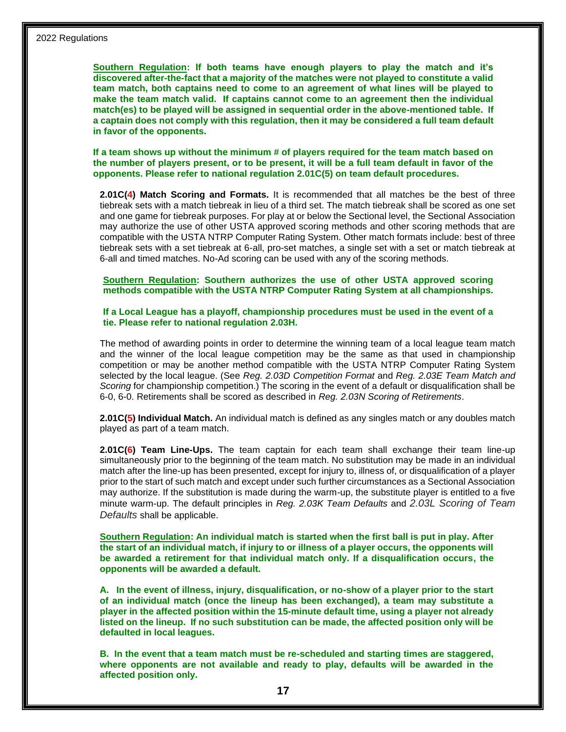**Southern Regulation: If both teams have enough players to play the match and it's discovered after-the-fact that a majority of the matches were not played to constitute a valid team match, both captains need to come to an agreement of what lines will be played to make the team match valid. If captains cannot come to an agreement then the individual match(es) to be played will be assigned in sequential order in the above-mentioned table. If a captain does not comply with this regulation, then it may be considered a full team default in favor of the opponents.**

**If a team shows up without the minimum # of players required for the team match based on the number of players present, or to be present, it will be a full team default in favor of the opponents. Please refer to national regulation 2.01C(5) on team default procedures.**

**2.01C(4) Match Scoring and Formats.** It is recommended that all matches be the best of three tiebreak sets with a match tiebreak in lieu of a third set. The match tiebreak shall be scored as one set and one game for tiebreak purposes. For play at or below the Sectional level, the Sectional Association may authorize the use of other USTA approved scoring methods and other scoring methods that are compatible with the USTA NTRP Computer Rating System. Other match formats include: best of three tiebreak sets with a set tiebreak at 6-all, pro-set matches, a single set with a set or match tiebreak at 6-all and timed matches. No-Ad scoring can be used with any of the scoring methods.

**Southern Regulation: Southern authorizes the use of other USTA approved scoring methods compatible with the USTA NTRP Computer Rating System at all championships.**

**If a Local League has a playoff, championship procedures must be used in the event of a tie. Please refer to national regulation 2.03H.**

The method of awarding points in order to determine the winning team of a local league team match and the winner of the local league competition may be the same as that used in championship competition or may be another method compatible with the USTA NTRP Computer Rating System selected by the local league. (See *Reg. 2.03D Competition Format* and *Reg. 2.03E Team Match and Scoring* for championship competition.) The scoring in the event of a default or disqualification shall be 6-0, 6-0. Retirements shall be scored as described in *Reg. 2.03N Scoring of Retirements*.

**2.01C(5) Individual Match.** An individual match is defined as any singles match or any doubles match played as part of a team match.

**2.01C(6) Team Line-Ups.** The team captain for each team shall exchange their team line-up simultaneously prior to the beginning of the team match. No substitution may be made in an individual match after the line-up has been presented, except for injury to, illness of, or disqualification of a player prior to the start of such match and except under such further circumstances as a Sectional Association may authorize. If the substitution is made during the warm-up, the substitute player is entitled to a five minute warm-up. The default principles in *Reg. 2.03K Team Defaults* and *2.03L Scoring of Team Defaults* shall be applicable.

**Southern Regulation: An individual match is started when the first ball is put in play. After the start of an individual match, if injury to or illness of a player occurs, the opponents will be awarded a retirement for that individual match only. If a disqualification occurs, the opponents will be awarded a default.**

**A. In the event of illness, injury, disqualification, or no-show of a player prior to the start of an individual match (once the lineup has been exchanged), a team may substitute a player in the affected position within the 15-minute default time, using a player not already listed on the lineup. If no such substitution can be made, the affected position only will be defaulted in local leagues.**

**B. In the event that a team match must be re-scheduled and starting times are staggered, where opponents are not available and ready to play, defaults will be awarded in the affected position only.**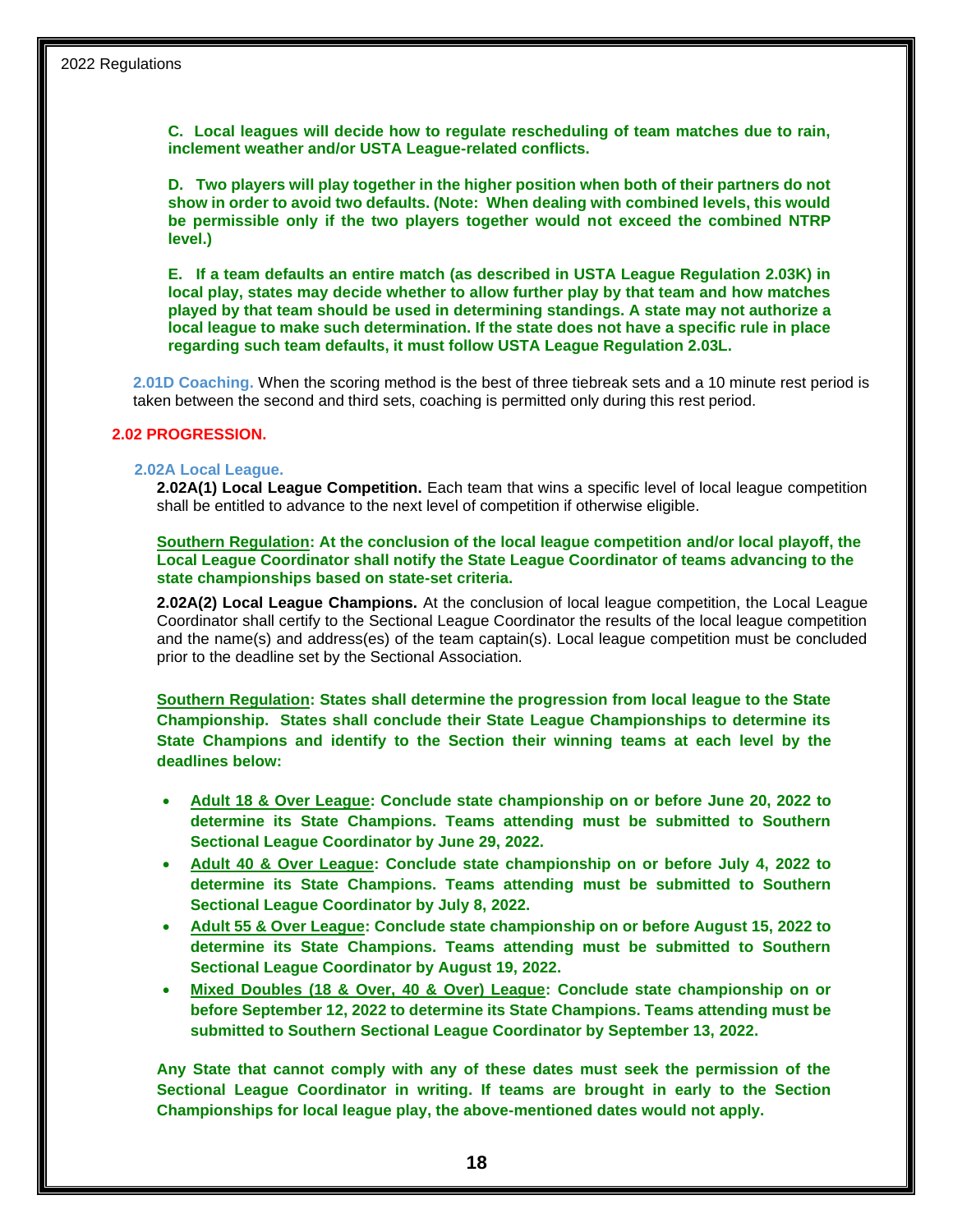**C. Local leagues will decide how to regulate rescheduling of team matches due to rain, inclement weather and/or USTA League-related conflicts.**

**D. Two players will play together in the higher position when both of their partners do not show in order to avoid two defaults. (Note: When dealing with combined levels, this would be permissible only if the two players together would not exceed the combined NTRP level.)**

**E. If a team defaults an entire match (as described in USTA League Regulation 2.03K) in local play, states may decide whether to allow further play by that team and how matches played by that team should be used in determining standings. A state may not authorize a local league to make such determination. If the state does not have a specific rule in place regarding such team defaults, it must follow USTA League Regulation 2.03L.**

**2.01D Coaching.** When the scoring method is the best of three tiebreak sets and a 10 minute rest period is taken between the second and third sets, coaching is permitted only during this rest period.

## 2.02 PROGRESSION.

### 2.02A Local League.

**2.02A(1) Local League Competition.** Each team that wins a specific level of local league competition shall be entitled to advance to the next level of competition if otherwise eligible.

**Southern Regulation: At the conclusion of the local league competition and/or local playoff, the Local League Coordinator shall notify the State League Coordinator of teams advancing to the state championships based on state-set criteria.**

**2.02A(2) Local League Champions.** At the conclusion of local league competition, the Local League Coordinator shall certify to the Sectional League Coordinator the results of the local league competition and the name(s) and address(es) of the team captain(s). Local league competition must be concluded prior to the deadline set by the Sectional Association.

**Southern Regulation: States shall determine the progression from local league to the State Championship. States shall conclude their State League Championships to determine its State Champions and identify to the Section their winning teams at each level by the deadlines below:**

- **Adult 18 & Over League: Conclude state championship on or before June 20, 2022 to determine its State Champions. Teams attending must be submitted to Southern Sectional League Coordinator by June 29, 2022.**
- **Adult 40 & Over League: Conclude state championship on or before July 4, 2022 to determine its State Champions. Teams attending must be submitted to Southern Sectional League Coordinator by July 8, 2022.**
- **Adult 55 & Over League: Conclude state championship on or before August 15, 2022 to determine its State Champions. Teams attending must be submitted to Southern Sectional League Coordinator by August 19, 2022.**
- **Mixed Doubles (18 & Over, 40 & Over) League: Conclude state championship on or before September 12, 2022 to determine its State Champions. Teams attending must be submitted to Southern Sectional League Coordinator by September 13, 2022.**

**Any State that cannot comply with any of these dates must seek the permission of the Sectional League Coordinator in writing. If teams are brought in early to the Section Championships for local league play, the above-mentioned dates would not apply.**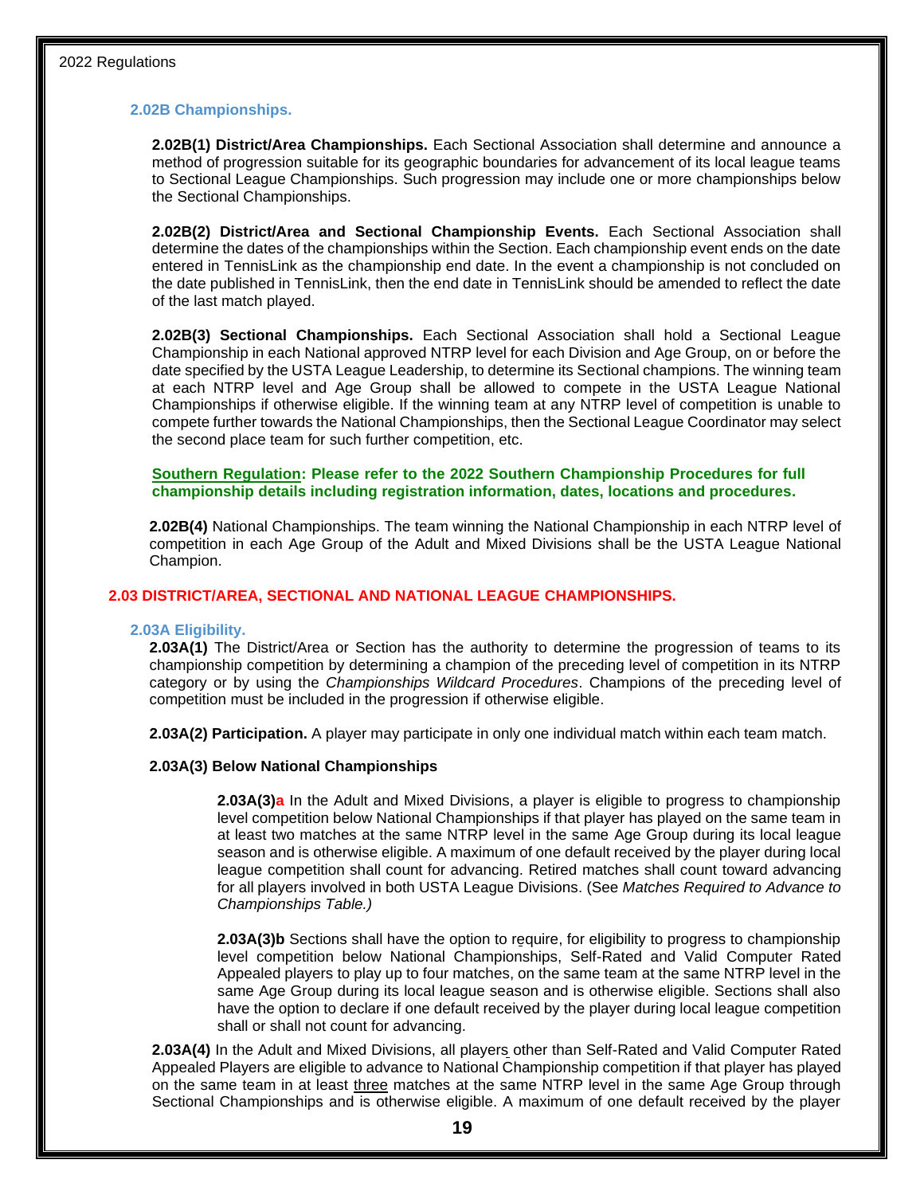### 2.02B Championships.

**2.02B(1) District/Area Championships.** Each Sectional Association shall determine and announce a method of progression suitable for its geographic boundaries for advancement of its local league teams to Sectional League Championships. Such progression may include one or more championships below the Sectional Championships.

**2.02B(2) District/Area and Sectional Championship Events.** Each Sectional Association shall determine the dates of the championships within the Section. Each championship event ends on the date entered in TennisLink as the championship end date. In the event a championship is not concluded on the date published in TennisLink, then the end date in TennisLink should be amended to reflect the date of the last match played.

**2.02B(3) Sectional Championships.** Each Sectional Association shall hold a Sectional League Championship in each National approved NTRP level for each Division and Age Group, on or before the date specified by the USTA League Leadership, to determine its Sectional champions. The winning team at each NTRP level and Age Group shall be allowed to compete in the USTA League National Championships if otherwise eligible. If the winning team at any NTRP level of competition is unable to compete further towards the National Championships, then the Sectional League Coordinator may select the second place team for such further competition, etc.

**Southern Regulation: Please refer to the 2022 Southern Championship Procedures for full championship details including registration information, dates, locations and procedures.**

**2.02B(4)** National Championships. The team winning the National Championship in each NTRP level of competition in each Age Group of the Adult and Mixed Divisions shall be the USTA League National Champion.

## 2.03 DISTRICT/AREA, SECTIONAL AND NATIONAL LEAGUE CHAMPIONSHIPS.

### 2.03A Eligibility.

**2.03A(1)** The District/Area or Section has the authority to determine the progression of teams to its championship competition by determining a champion of the preceding level of competition in its NTRP category or by using the *Championships Wildcard Procedures*. Champions of the preceding level of competition must be included in the progression if otherwise eligible.

**2.03A(2) Participation.** A player may participate in only one individual match within each team match.

**2.03A(3) Below National Championships**

**2.03A(3)a** In the Adult and Mixed Divisions, a player is eligible to progress to championship level competition below National Championships if that player has played on the same team in at least two matches at the same NTRP level in the same Age Group during its local league season and is otherwise eligible. A maximum of one default received by the player during local league competition shall count for advancing. Retired matches shall count toward advancing for all players involved in both USTA League Divisions. (See *Matches Required to Advance to Championships Table.)*

**2.03A(3)b** Sections shall have the option to require, for eligibility to progress to championship level competition below National Championships, Self-Rated and Valid Computer Rated Appealed players to play up to four matches, on the same team at the same NTRP level in the same Age Group during its local league season and is otherwise eligible. Sections shall also have the option to declare if one default received by the player during local league competition shall or shall not count for advancing.

**2.03A(4)** In the Adult and Mixed Divisions, all players other than Self-Rated and Valid Computer Rated Appealed Players are eligible to advance to National Championship competition if that player has played on the same team in at least <u>three</u> matches at the same NTRP level in the same Age Group through Sectional Championships and is otherwise eligible. A maximum of one default received by the player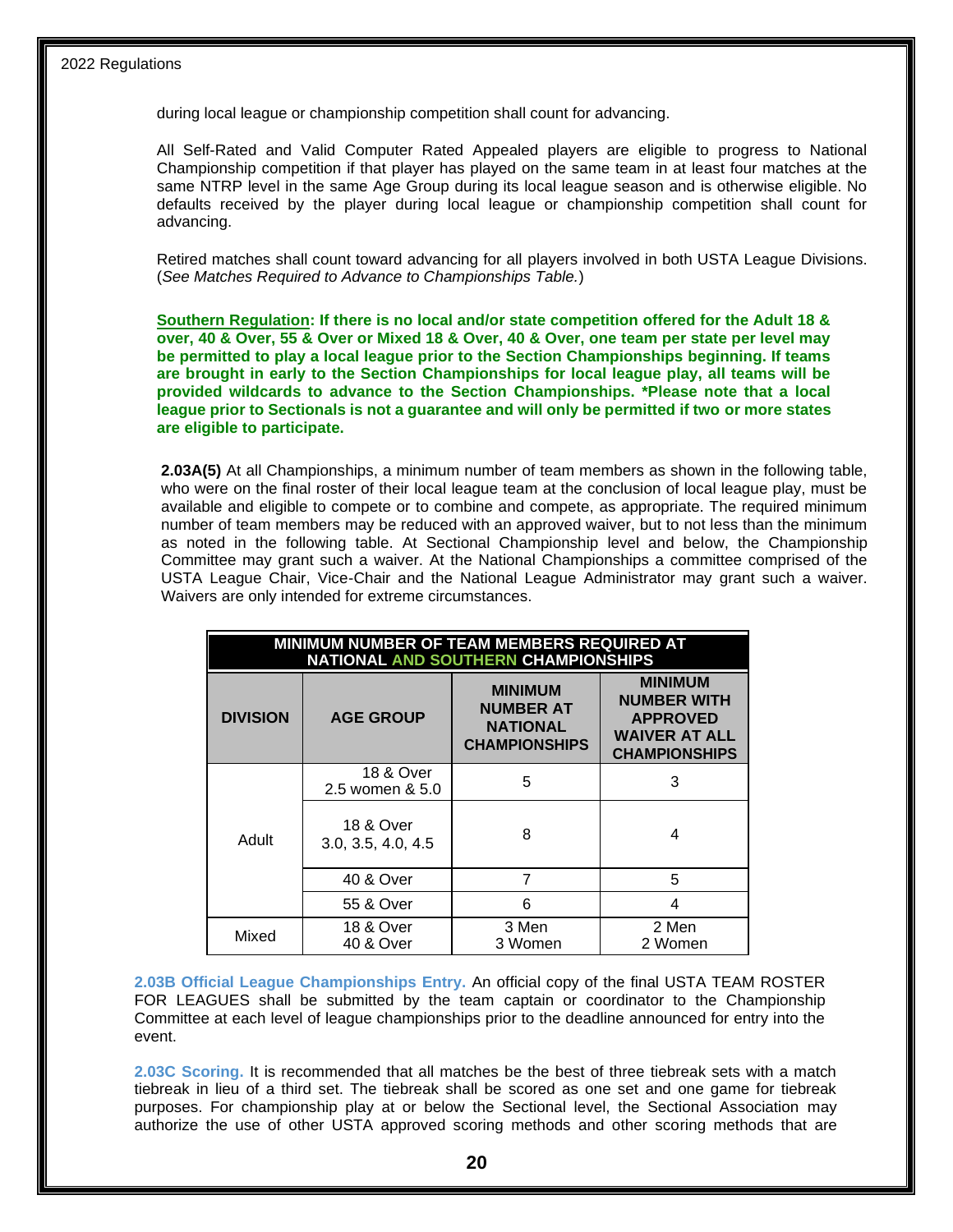during local league or championship competition shall count for advancing.

All Self-Rated and Valid Computer Rated Appealed players are eligible to progress to National Championship competition if that player has played on the same team in at least four matches at the same NTRP level in the same Age Group during its local league season and is otherwise eligible. No defaults received by the player during local league or championship competition shall count for advancing.

Retired matches shall count toward advancing for all players involved in both USTA League Divisions. (*See Matches Required to Advance to Championships Table.*)

**Southern Regulation: If there is no local and/or state competition offered for the Adult 18 & over, 40 & Over, 55 & Over or Mixed 18 & Over, 40 & Over, one team per state per level may be permitted to play a local league prior to the Section Championships beginning. If teams are brought in early to the Section Championships for local league play, all teams will be provided wildcards to advance to the Section Championships. *Please note that a local league prior to Sectionals is not a guarantee and will only be permitted if two or more states are eligible to participate.**

**2.03A(5)** At all Championships, a minimum number of team members as shown in the following table, who were on the final roster of their local league team at the conclusion of local league play, must be available and eligible to compete or to combine and compete, as appropriate. The required minimum number of team members may be reduced with an approved waiver, but to not less than the minimum as noted in the following table. At Sectional Championship level and below, the Championship Committee may grant such a waiver. At the National Championships a committee comprised of the USTA League Chair, Vice-Chair and the National League Administrator may grant such a waiver. Waivers are only intended for extreme circumstances.

**MINIMUM NUMBER OF TEAM MEMBERS REQUIRED AT NATIONAL AND SOUTHERN CHAMPIONSHIPS**

| DIVISION | AGE GROUP | MINIMUM NUMBER AT NATIONAL CHAMPIONSHIPS | MINIMUM NUMBER WITH APPROVED WAIVER AT ALL CHAMPIONSHIPS |
|---|---|---|---|
| Adult | 18 & Over 2.5 women & 5.0 | 5 | 3 |
| | 18 & Over 3.0, 3.5, 4.0, 4.5 | 8 | 4 |
| | 40 & Over | 7 | 5 |
| | 55 & Over | 6 | 4 |
| Mixed | 18 & Over 40 & Over | 3 Men 3 Women | 2 Men 2 Women |

**2.03B Official League Championships Entry.** An official copy of the final USTA TEAM ROSTER FOR LEAGUES shall be submitted by the team captain or coordinator to the Championship Committee at each level of league championships prior to the deadline announced for entry into the event.

**2.03C Scoring.** It is recommended that all matches be the best of three tiebreak sets with a match tiebreak in lieu of a third set. The tiebreak shall be scored as one set and one game for tiebreak purposes. For championship play at or below the Sectional level, the Sectional Association may authorize the use of other USTA approved scoring methods and other scoring methods that are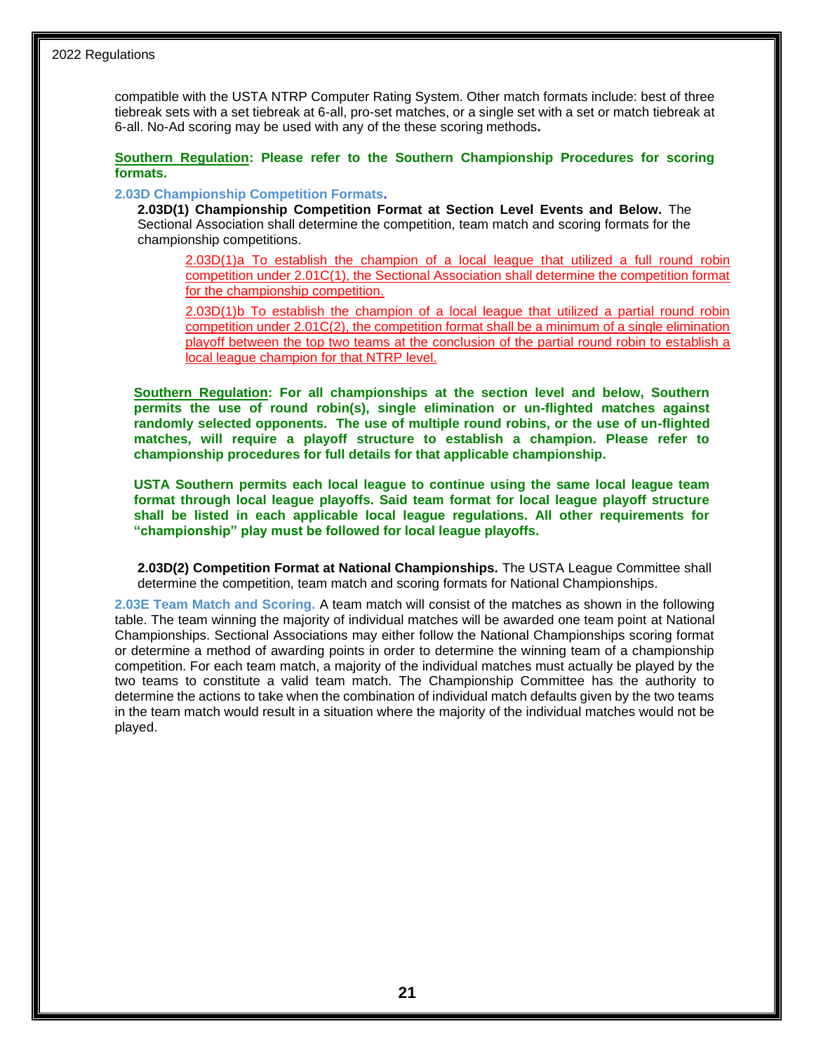compatible with the USTA NTRP Computer Rating System. Other match formats include: best of three tiebreak sets with a set tiebreak at 6-all, pro-set matches, or a single set with a set or match tiebreak at 6-all. No-Ad scoring may be used with any of the these scoring methods**.**

**Southern Regulation: Please refer to the Southern Championship Procedures for scoring formats.**

### 2.03D Championship Competition Formats.

**2.03D(1) Championship Competition Format at Section Level Events and Below.** The Sectional Association shall determine the competition, team match and scoring formats for the championship competitions.

2.03D(1)a To establish the champion of a local league that utilized a full round robin competition under 2.01C(1), the Sectional Association shall determine the competition format for the championship competition.

2.03D(1)b To establish the champion of a local league that utilized a partial round robin competition under 2.01C(2), the competition format shall be a minimum of a single elimination playoff between the top two teams at the conclusion of the partial round robin to establish a local league champion for that NTRP level.

**Southern Regulation: For all championships at the section level and below, Southern permits the use of round robin(s), single elimination or un-flighted matches against randomly selected opponents. The use of multiple round robins, or the use of un-flighted matches, will require a playoff structure to establish a champion. Please refer to championship procedures for full details for that applicable championship.**

**USTA Southern permits each local league to continue using the same local league team format through local league playoffs. Said team format for local league playoff structure shall be listed in each applicable local league regulations. All other requirements for "championship" play must be followed for local league playoffs.**

**2.03D(2) Competition Format at National Championships.** The USTA League Committee shall determine the competition, team match and scoring formats for National Championships.

**2.03E Team Match and Scoring.** A team match will consist of the matches as shown in the following table. The team winning the majority of individual matches will be awarded one team point at National Championships. Sectional Associations may either follow the National Championships scoring format or determine a method of awarding points in order to determine the winning team of a championship competition. For each team match, a majority of the individual matches must actually be played by the two teams to constitute a valid team match. The Championship Committee has the authority to determine the actions to take when the combination of individual match defaults given by the two teams in the team match would result in a situation where the majority of the individual matches would not be played.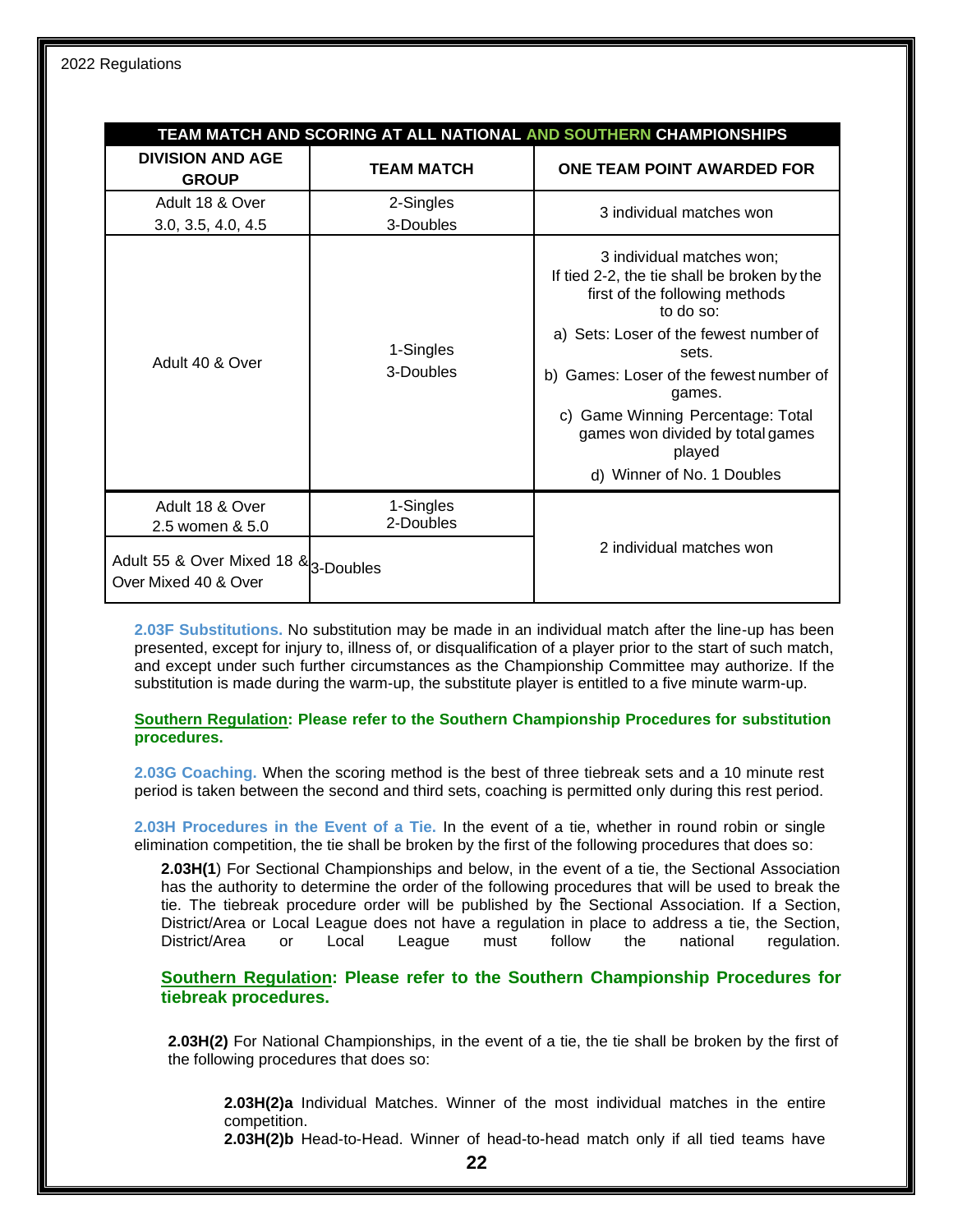| TEAM MATCH AND SCORING AT ALL NATIONAL AND SOUTHERN CHAMPIONSHIPS | | |
|---|---|---|
| **DIVISION AND AGE GROUP** | **TEAM MATCH** | **ONE TEAM POINT AWARDED FOR** |
| Adult 18 & Over 3.0, 3.5, 4.0, 4.5 | 2-Singles 3-Doubles | 3 individual matches won |
| Adult 40 & Over | 1-Singles 3-Doubles | 3 individual matches won; If tied 2-2, the tie shall be broken by the first of the following methods to do so: a) Sets: Loser of the fewest number of sets. b) Games: Loser of the fewest number of games. c) Game Winning Percentage: Total games won divided by total games played d) Winner of No. 1 Doubles |
| Adult 18 & Over 2.5 women & 5.0 | 1-Singles 2-Doubles | 2 individual matches won |
| Adult 55 & Over Mixed 18 & Over Mixed 40 & Over | 3-Doubles | 2 individual matches won |

**2.03F Substitutions.** No substitution may be made in an individual match after the line-up has been presented, except for injury to, illness of, or disqualification of a player prior to the start of such match, and except under such further circumstances as the Championship Committee may authorize. If the substitution is made during the warm-up, the substitute player is entitled to a five minute warm-up.

**Southern Regulation: Please refer to the Southern Championship Procedures for substitution procedures.**

**2.03G Coaching.** When the scoring method is the best of three tiebreak sets and a 10 minute rest period is taken between the second and third sets, coaching is permitted only during this rest period.

**2.03H Procedures in the Event of a Tie.** In the event of a tie, whether in round robin or single elimination competition, the tie shall be broken by the first of the following procedures that does so:

**2.03H(1**) For Sectional Championships and below, in the event of a tie, the Sectional Association has the authority to determine the order of the following procedures that will be used to break the tie. The tiebreak procedure order will be published by the Sectional Association. If a Section, District/Area or Local League does not have a regulation in place to address a tie, the Section, District/Area or Local League must follow the national regulation.

**Southern Regulation: Please refer to the Southern Championship Procedures for tiebreak procedures.**

**2.03H(2)** For National Championships, in the event of a tie, the tie shall be broken by the first of the following procedures that does so:

**2.03H(2)a** Individual Matches. Winner of the most individual matches in the entire competition.
**2.03H(2)b** Head-to-Head. Winner of head-to-head match only if all tied teams have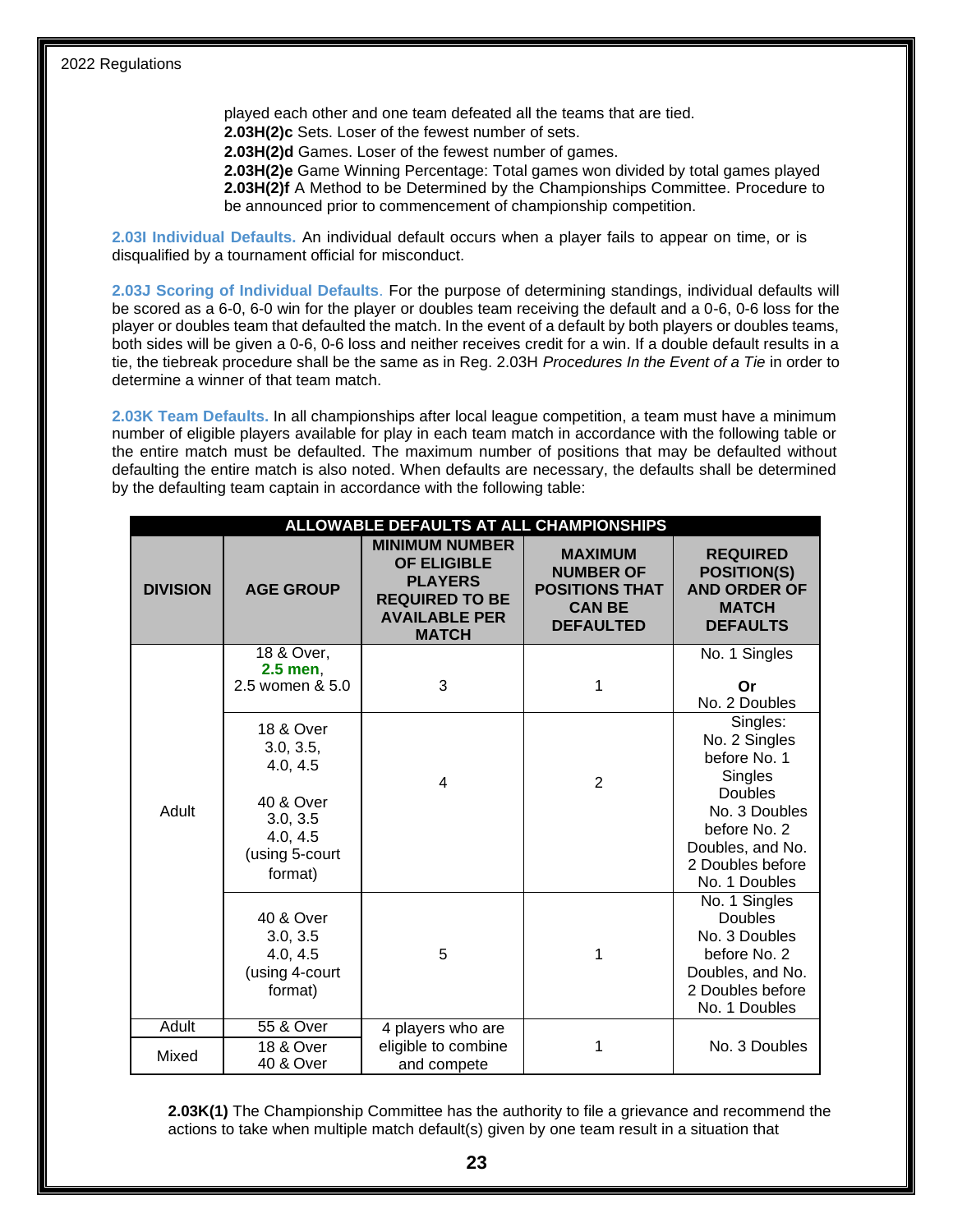played each other and one team defeated all the teams that are tied.
**2.03H(2)c** Sets. Loser of the fewest number of sets.
**2.03H(2)d** Games. Loser of the fewest number of games.
**2.03H(2)e** Game Winning Percentage: Total games won divided by total games played
**2.03H(2)f** A Method to be Determined by the Championships Committee. Procedure to be announced prior to commencement of championship competition.

**2.03I Individual Defaults.** An individual default occurs when a player fails to appear on time, or is disqualified by a tournament official for misconduct.

**2.03J Scoring of Individual Defaults**. For the purpose of determining standings, individual defaults will be scored as a 6-0, 6-0 win for the player or doubles team receiving the default and a 0-6, 0-6 loss for the player or doubles team that defaulted the match. In the event of a default by both players or doubles teams, both sides will be given a 0-6, 0-6 loss and neither receives credit for a win. If a double default results in a tie, the tiebreak procedure shall be the same as in Reg. 2.03H *Procedures In the Event of a Tie* in order to determine a winner of that team match.

**2.03K Team Defaults.** In all championships after local league competition, a team must have a minimum number of eligible players available for play in each team match in accordance with the following table or the entire match must be defaulted. The maximum number of positions that may be defaulted without defaulting the entire match is also noted. When defaults are necessary, the defaults shall be determined by the defaulting team captain in accordance with the following table:

| ALLOWABLE DEFAULTS AT ALL CHAMPIONSHIPS | | | | |
|---|---|---|---|---|
| **DIVISION** | **AGE GROUP** | **MINIMUM NUMBER OF ELIGIBLE PLAYERS REQUIRED TO BE AVAILABLE PER MATCH** | **MAXIMUM NUMBER OF POSITIONS THAT CAN BE DEFAULTED** | **REQUIRED POSITION(S) AND ORDER OF MATCH DEFAULTS** |
| Adult | 18 & Over, **2.5 men**, 2.5 women & 5.0 | 3 | 1 | No. 1 Singles **Or** No. 2 Doubles |
| Adult | 18 & Over 3.0, 3.5, 4.0, 4.5 40 & Over 3.0, 3.5 4.0, 4.5 (using 5-court format) | 4 | 2 | Singles: No. 2 Singles before No. 1 Singles Doubles No. 3 Doubles before No. 2 Doubles, and No. 2 Doubles before No. 1 Doubles |
| Adult | 40 & Over 3.0, 3.5 4.0, 4.5 (using 4-court format) | 5 | 1 | No. 1 Singles Doubles No. 3 Doubles before No. 2 Doubles, and No. 2 Doubles before No. 1 Doubles |
| Adult | 55 & Over | 4 players who are eligible to combine and compete | 1 | No. 3 Doubles |
| Mixed | 18 & Over 40 & Over | 4 players who are eligible to combine and compete | 1 | No. 3 Doubles |

**2.03K(1)** The Championship Committee has the authority to file a grievance and recommend the actions to take when multiple match default(s) given by one team result in a situation that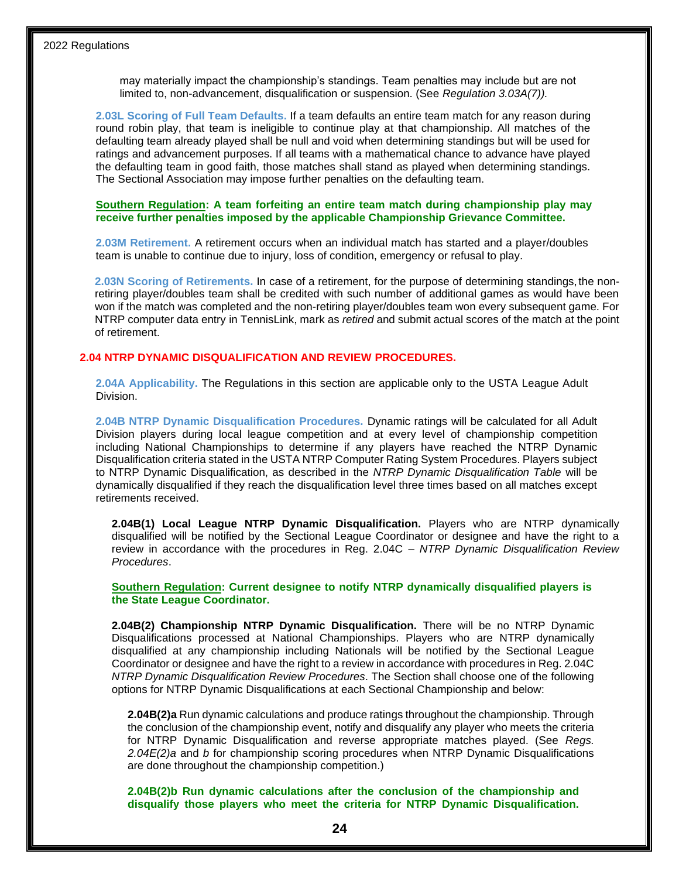may materially impact the championship's standings. Team penalties may include but are not limited to, non-advancement, disqualification or suspension. (See *Regulation 3.03A(7)).*

**2.03L Scoring of Full Team Defaults.** If a team defaults an entire team match for any reason during round robin play, that team is ineligible to continue play at that championship. All matches of the defaulting team already played shall be null and void when determining standings but will be used for ratings and advancement purposes. If all teams with a mathematical chance to advance have played the defaulting team in good faith, those matches shall stand as played when determining standings. The Sectional Association may impose further penalties on the defaulting team.

**Southern Regulation: A team forfeiting an entire team match during championship play may receive further penalties imposed by the applicable Championship Grievance Committee.**

**2.03M Retirement.** A retirement occurs when an individual match has started and a player/doubles team is unable to continue due to injury, loss of condition, emergency or refusal to play.

**2.03N Scoring of Retirements.** In case of a retirement, for the purpose of determining standings, the non-retiring player/doubles team shall be credited with such number of additional games as would have been won if the match was completed and the non-retiring player/doubles team won every subsequent game. For NTRP computer data entry in TennisLink, mark as *retired* and submit actual scores of the match at the point of retirement.

## 2.04 NTRP DYNAMIC DISQUALIFICATION AND REVIEW PROCEDURES.

**2.04A Applicability.** The Regulations in this section are applicable only to the USTA League Adult Division.

**2.04B NTRP Dynamic Disqualification Procedures.** Dynamic ratings will be calculated for all Adult Division players during local league competition and at every level of championship competition including National Championships to determine if any players have reached the NTRP Dynamic Disqualification criteria stated in the USTA NTRP Computer Rating System Procedures. Players subject to NTRP Dynamic Disqualification, as described in the *NTRP Dynamic Disqualification Table* will be dynamically disqualified if they reach the disqualification level three times based on all matches except retirements received.

**2.04B(1) Local League NTRP Dynamic Disqualification.** Players who are NTRP dynamically disqualified will be notified by the Sectional League Coordinator or designee and have the right to a review in accordance with the procedures in Reg. 2.04C – *NTRP Dynamic Disqualification Review Procedures*.

**Southern Regulation: Current designee to notify NTRP dynamically disqualified players is the State League Coordinator.**

**2.04B(2) Championship NTRP Dynamic Disqualification.** There will be no NTRP Dynamic Disqualifications processed at National Championships. Players who are NTRP dynamically disqualified at any championship including Nationals will be notified by the Sectional League Coordinator or designee and have the right to a review in accordance with procedures in Reg. 2.04C *NTRP Dynamic Disqualification Review Procedures*. The Section shall choose one of the following options for NTRP Dynamic Disqualifications at each Sectional Championship and below:

**2.04B(2)a** Run dynamic calculations and produce ratings throughout the championship. Through the conclusion of the championship event, notify and disqualify any player who meets the criteria for NTRP Dynamic Disqualification and reverse appropriate matches played. (See *Regs. 2.04E(2)a* and *b* for championship scoring procedures when NTRP Dynamic Disqualifications are done throughout the championship competition.)

**2.04B(2)b Run dynamic calculations after the conclusion of the championship and disqualify those players who meet the criteria for NTRP Dynamic Disqualification.**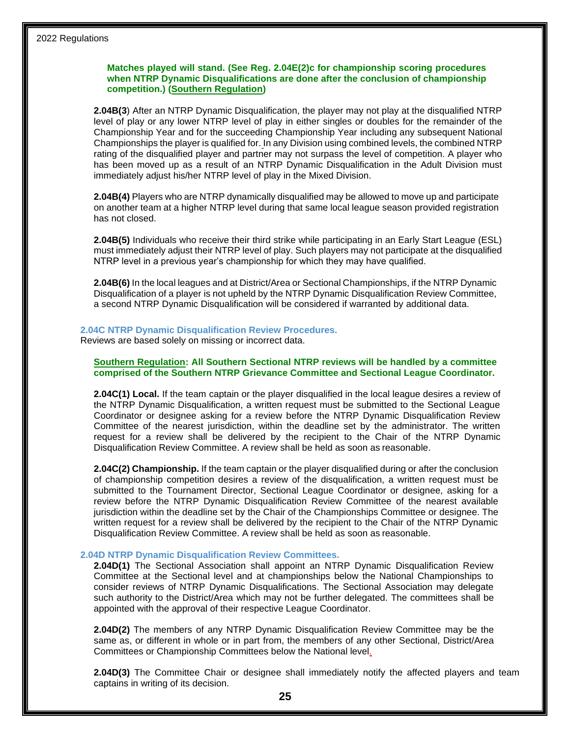**Matches played will stand. (See Reg. 2.04E(2)c for championship scoring procedures when NTRP Dynamic Disqualifications are done after the conclusion of championship competition.) (<u>Southern Regulation</u>)**

**2.04B(3**) After an NTRP Dynamic Disqualification, the player may not play at the disqualified NTRP level of play or any lower NTRP level of play in either singles or doubles for the remainder of the Championship Year and for the succeeding Championship Year including any subsequent National Championships the player is qualified for. In any Division using combined levels, the combined NTRP rating of the disqualified player and partner may not surpass the level of competition. A player who has been moved up as a result of an NTRP Dynamic Disqualification in the Adult Division must immediately adjust his/her NTRP level of play in the Mixed Division.

**2.04B(4)** Players who are NTRP dynamically disqualified may be allowed to move up and participate on another team at a higher NTRP level during that same local league season provided registration has not closed.

**2.04B(5)** Individuals who receive their third strike while participating in an Early Start League (ESL) must immediately adjust their NTRP level of play. Such players may not participate at the disqualified NTRP level in a previous year's championship for which they may have qualified.

**2.04B(6)** In the local leagues and at District/Area or Sectional Championships, if the NTRP Dynamic Disqualification of a player is not upheld by the NTRP Dynamic Disqualification Review Committee, a second NTRP Dynamic Disqualification will be considered if warranted by additional data.

### 2.04C NTRP Dynamic Disqualification Review Procedures.

Reviews are based solely on missing or incorrect data.

**<u>Southern Regulation</u>: All Southern Sectional NTRP reviews will be handled by a committee comprised of the Southern NTRP Grievance Committee and Sectional League Coordinator.**

**2.04C(1) Local.** If the team captain or the player disqualified in the local league desires a review of the NTRP Dynamic Disqualification, a written request must be submitted to the Sectional League Coordinator or designee asking for a review before the NTRP Dynamic Disqualification Review Committee of the nearest jurisdiction, within the deadline set by the administrator. The written request for a review shall be delivered by the recipient to the Chair of the NTRP Dynamic Disqualification Review Committee. A review shall be held as soon as reasonable.

**2.04C(2) Championship.** If the team captain or the player disqualified during or after the conclusion of championship competition desires a review of the disqualification, a written request must be submitted to the Tournament Director, Sectional League Coordinator or designee, asking for a review before the NTRP Dynamic Disqualification Review Committee of the nearest available jurisdiction within the deadline set by the Chair of the Championships Committee or designee. The written request for a review shall be delivered by the recipient to the Chair of the NTRP Dynamic Disqualification Review Committee. A review shall be held as soon as reasonable.

### 2.04D NTRP Dynamic Disqualification Review Committees.

**2.04D(1)** The Sectional Association shall appoint an NTRP Dynamic Disqualification Review Committee at the Sectional level and at championships below the National Championships to consider reviews of NTRP Dynamic Disqualifications. The Sectional Association may delegate such authority to the District/Area which may not be further delegated. The committees shall be appointed with the approval of their respective League Coordinator.

**2.04D(2)** The members of any NTRP Dynamic Disqualification Review Committee may be the same as, or different in whole or in part from, the members of any other Sectional, District/Area Committees or Championship Committees below the National level.

**2.04D(3)** The Committee Chair or designee shall immediately notify the affected players and team captains in writing of its decision.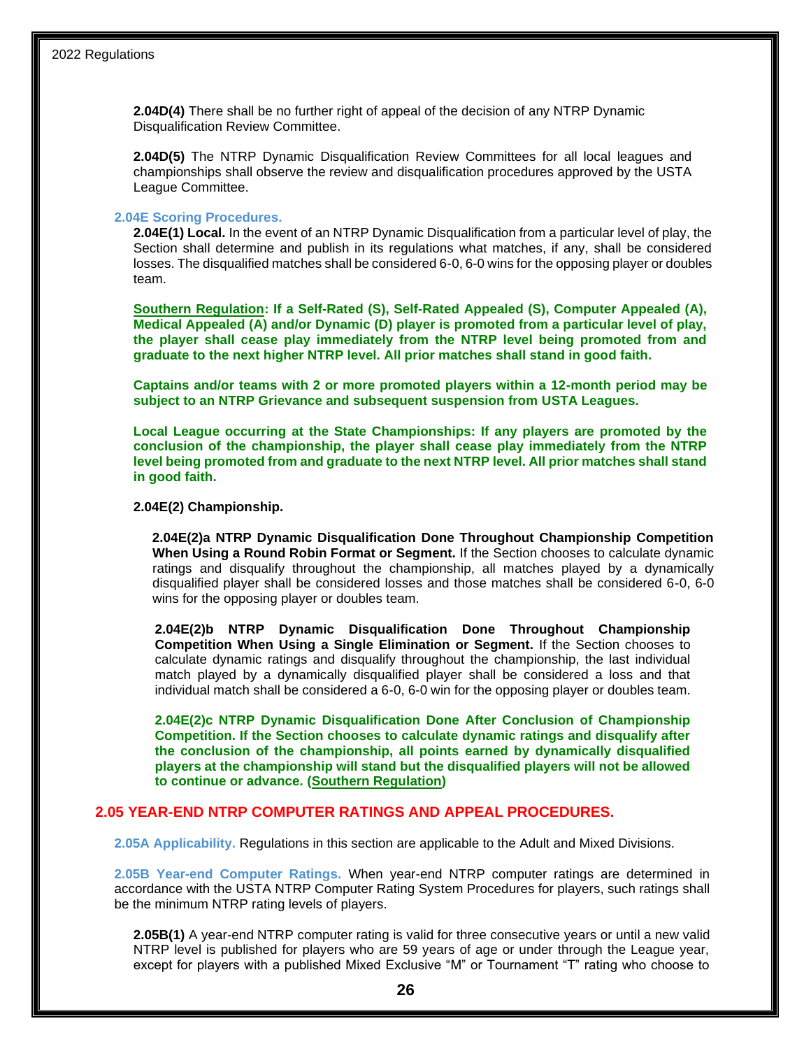**2.04D(4)** There shall be no further right of appeal of the decision of any NTRP Dynamic Disqualification Review Committee.

**2.04D(5)** The NTRP Dynamic Disqualification Review Committees for all local leagues and championships shall observe the review and disqualification procedures approved by the USTA League Committee.

### 2.04E Scoring Procedures.

**2.04E(1) Local.** In the event of an NTRP Dynamic Disqualification from a particular level of play, the Section shall determine and publish in its regulations what matches, if any, shall be considered losses. The disqualified matches shall be considered 6-0, 6-0 wins for the opposing player or doubles team.

**Southern Regulation: If a Self-Rated (S), Self-Rated Appealed (S), Computer Appealed (A), Medical Appealed (A) and/or Dynamic (D) player is promoted from a particular level of play, the player shall cease play immediately from the NTRP level being promoted from and graduate to the next higher NTRP level. All prior matches shall stand in good faith.**

**Captains and/or teams with 2 or more promoted players within a 12-month period may be subject to an NTRP Grievance and subsequent suspension from USTA Leagues.**

**Local League occurring at the State Championships: If any players are promoted by the conclusion of the championship, the player shall cease play immediately from the NTRP level being promoted from and graduate to the next NTRP level. All prior matches shall stand in good faith.**

**2.04E(2) Championship.**

**2.04E(2)a NTRP Dynamic Disqualification Done Throughout Championship Competition When Using a Round Robin Format or Segment.** If the Section chooses to calculate dynamic ratings and disqualify throughout the championship, all matches played by a dynamically disqualified player shall be considered losses and those matches shall be considered 6-0, 6-0 wins for the opposing player or doubles team.

**2.04E(2)b NTRP Dynamic Disqualification Done Throughout Championship Competition When Using a Single Elimination or Segment.** If the Section chooses to calculate dynamic ratings and disqualify throughout the championship, the last individual match played by a dynamically disqualified player shall be considered a loss and that individual match shall be considered a 6-0, 6-0 win for the opposing player or doubles team.

**2.04E(2)c NTRP Dynamic Disqualification Done After Conclusion of Championship Competition. If the Section chooses to calculate dynamic ratings and disqualify after the conclusion of the championship, all points earned by dynamically disqualified players at the championship will stand but the disqualified players will not be allowed to continue or advance. (Southern Regulation)**

## 2.05 YEAR-END NTRP COMPUTER RATINGS AND APPEAL PROCEDURES.

**2.05A Applicability.** Regulations in this section are applicable to the Adult and Mixed Divisions.

**2.05B Year-end Computer Ratings.** When year-end NTRP computer ratings are determined in accordance with the USTA NTRP Computer Rating System Procedures for players, such ratings shall be the minimum NTRP rating levels of players.

**2.05B(1)** A year-end NTRP computer rating is valid for three consecutive years or until a new valid NTRP level is published for players who are 59 years of age or under through the League year, except for players with a published Mixed Exclusive "M" or Tournament "T" rating who choose to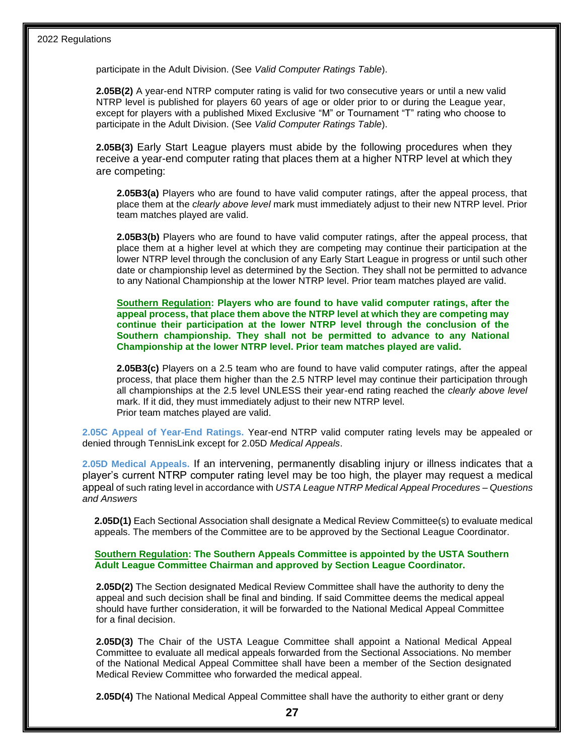participate in the Adult Division. (See *Valid Computer Ratings Table*).

**2.05B(2)** A year-end NTRP computer rating is valid for two consecutive years or until a new valid NTRP level is published for players 60 years of age or older prior to or during the League year, except for players with a published Mixed Exclusive "M" or Tournament "T" rating who choose to participate in the Adult Division. (See *Valid Computer Ratings Table*).

**2.05B(3)** Early Start League players must abide by the following procedures when they receive a year-end computer rating that places them at a higher NTRP level at which they are competing:

**2.05B3(a)** Players who are found to have valid computer ratings, after the appeal process, that place them at the *clearly above level* mark must immediately adjust to their new NTRP level. Prior team matches played are valid.

**2.05B3(b)** Players who are found to have valid computer ratings, after the appeal process, that place them at a higher level at which they are competing may continue their participation at the lower NTRP level through the conclusion of any Early Start League in progress or until such other date or championship level as determined by the Section. They shall not be permitted to advance to any National Championship at the lower NTRP level. Prior team matches played are valid.

**Southern Regulation: Players who are found to have valid computer ratings, after the appeal process, that place them above the NTRP level at which they are competing may continue their participation at the lower NTRP level through the conclusion of the Southern championship. They shall not be permitted to advance to any National Championship at the lower NTRP level. Prior team matches played are valid.**

**2.05B3(c)** Players on a 2.5 team who are found to have valid computer ratings, after the appeal process, that place them higher than the 2.5 NTRP level may continue their participation through all championships at the 2.5 level UNLESS their year-end rating reached the *clearly above level* mark. If it did, they must immediately adjust to their new NTRP level.
Prior team matches played are valid.

**2.05C Appeal of Year-End Ratings.** Year-end NTRP valid computer rating levels may be appealed or denied through TennisLink except for 2.05D *Medical Appeals*.

**2.05D Medical Appeals.** If an intervening, permanently disabling injury or illness indicates that a player's current NTRP computer rating level may be too high, the player may request a medical appeal of such rating level in accordance with *USTA League NTRP Medical Appeal Procedures – Questions and Answers*

**2.05D(1)** Each Sectional Association shall designate a Medical Review Committee(s) to evaluate medical appeals. The members of the Committee are to be approved by the Sectional League Coordinator.

**Southern Regulation: The Southern Appeals Committee is appointed by the USTA Southern Adult League Committee Chairman and approved by Section League Coordinator.**

**2.05D(2)** The Section designated Medical Review Committee shall have the authority to deny the appeal and such decision shall be final and binding. If said Committee deems the medical appeal should have further consideration, it will be forwarded to the National Medical Appeal Committee for a final decision.

**2.05D(3)** The Chair of the USTA League Committee shall appoint a National Medical Appeal Committee to evaluate all medical appeals forwarded from the Sectional Associations. No member of the National Medical Appeal Committee shall have been a member of the Section designated Medical Review Committee who forwarded the medical appeal.

**2.05D(4)** The National Medical Appeal Committee shall have the authority to either grant or deny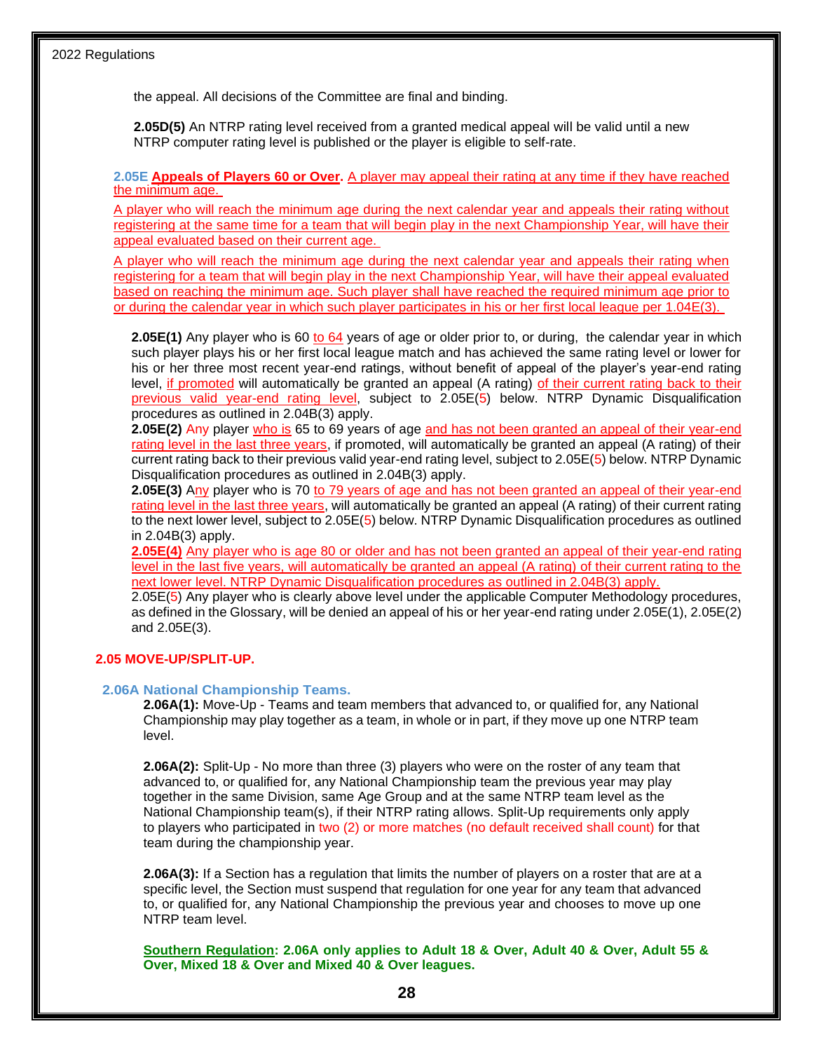the appeal. All decisions of the Committee are final and binding.

**2.05D(5)** An NTRP rating level received from a granted medical appeal will be valid until a new NTRP computer rating level is published or the player is eligible to self-rate.

**2.05E Appeals of Players 60 or Over.** A player may appeal their rating at any time if they have reached the minimum age.

A player who will reach the minimum age during the next calendar year and appeals their rating without registering at the same time for a team that will begin play in the next Championship Year, will have their appeal evaluated based on their current age.

A player who will reach the minimum age during the next calendar year and appeals their rating when registering for a team that will begin play in the next Championship Year, will have their appeal evaluated based on reaching the minimum age. Such player shall have reached the required minimum age prior to or during the calendar year in which such player participates in his or her first local league per 1.04E(3).

**2.05E(1)** Any player who is 60 to 64 years of age or older prior to, or during, the calendar year in which such player plays his or her first local league match and has achieved the same rating level or lower for his or her three most recent year-end ratings, without benefit of appeal of the player's year-end rating level, if promoted will automatically be granted an appeal (A rating) of their current rating back to their previous valid year-end rating level, subject to 2.05E(5) below. NTRP Dynamic Disqualification procedures as outlined in 2.04B(3) apply.

**2.05E(2)** Any player who is 65 to 69 years of age and has not been granted an appeal of their year-end rating level in the last three years, if promoted, will automatically be granted an appeal (A rating) of their current rating back to their previous valid year-end rating level, subject to 2.05E(5) below. NTRP Dynamic Disqualification procedures as outlined in 2.04B(3) apply.

**2.05E(3)** Any player who is 70 to 79 years of age and has not been granted an appeal of their year-end rating level in the last three years, will automatically be granted an appeal (A rating) of their current rating to the next lower level, subject to 2.05E(5) below. NTRP Dynamic Disqualification procedures as outlined in 2.04B(3) apply.

**2.05E(4)** Any player who is age 80 or older and has not been granted an appeal of their year-end rating level in the last five years, will automatically be granted an appeal (A rating) of their current rating to the next lower level. NTRP Dynamic Disqualification procedures as outlined in 2.04B(3) apply.

2.05E(5) Any player who is clearly above level under the applicable Computer Methodology procedures, as defined in the Glossary, will be denied an appeal of his or her year-end rating under 2.05E(1), 2.05E(2) and 2.05E(3).

## 2.05 MOVE-UP/SPLIT-UP.

### 2.06A National Championship Teams.

**2.06A(1):** Move-Up - Teams and team members that advanced to, or qualified for, any National Championship may play together as a team, in whole or in part, if they move up one NTRP team level.

**2.06A(2):** Split-Up - No more than three (3) players who were on the roster of any team that advanced to, or qualified for, any National Championship team the previous year may play together in the same Division, same Age Group and at the same NTRP team level as the National Championship team(s), if their NTRP rating allows. Split-Up requirements only apply to players who participated in two (2) or more matches (no default received shall count) for that team during the championship year.

**2.06A(3):** If a Section has a regulation that limits the number of players on a roster that are at a specific level, the Section must suspend that regulation for one year for any team that advanced to, or qualified for, any National Championship the previous year and chooses to move up one NTRP team level.

**Southern Regulation: 2.06A only applies to Adult 18 & Over, Adult 40 & Over, Adult 55 & Over, Mixed 18 & Over and Mixed 40 & Over leagues.**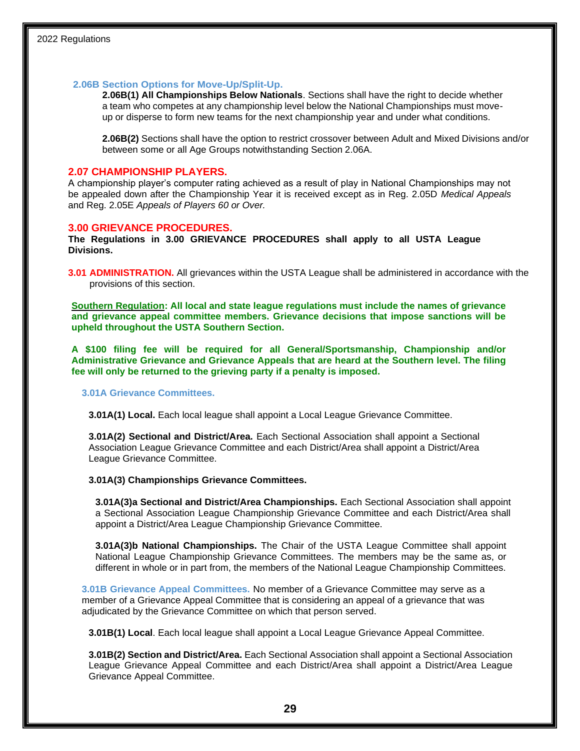### 2.06B Section Options for Move-Up/Split-Up.

**2.06B(1) All Championships Below Nationals**. Sections shall have the right to decide whether a team who competes at any championship level below the National Championships must move-up or disperse to form new teams for the next championship year and under what conditions.

**2.06B(2)** Sections shall have the option to restrict crossover between Adult and Mixed Divisions and/or between some or all Age Groups notwithstanding Section 2.06A.

## 2.07 CHAMPIONSHIP PLAYERS.

A championship player's computer rating achieved as a result of play in National Championships may not be appealed down after the Championship Year it is received except as in Reg. 2.05D *Medical Appeals* and Reg. 2.05E *Appeals of Players 60 or Over.*

## 3.00 GRIEVANCE PROCEDURES.

**The Regulations in 3.00 GRIEVANCE PROCEDURES shall apply to all USTA League Divisions.**

**3.01 ADMINISTRATION.** All grievances within the USTA League shall be administered in accordance with the provisions of this section.

**Southern Regulation: All local and state league regulations must include the names of grievance and grievance appeal committee members. Grievance decisions that impose sanctions will be upheld throughout the USTA Southern Section.**

**A $100 filing fee will be required for all General/Sportsmanship, Championship and/or Administrative Grievance and Grievance Appeals that are heard at the Southern level. The filing fee will only be returned to the grieving party if a penalty is imposed.**

### 3.01A Grievance Committees.

**3.01A(1) Local.** Each local league shall appoint a Local League Grievance Committee.

**3.01A(2) Sectional and District/Area.** Each Sectional Association shall appoint a Sectional Association League Grievance Committee and each District/Area shall appoint a District/Area League Grievance Committee.

**3.01A(3) Championships Grievance Committees.**

**3.01A(3)a Sectional and District/Area Championships.** Each Sectional Association shall appoint a Sectional Association League Championship Grievance Committee and each District/Area shall appoint a District/Area League Championship Grievance Committee.

**3.01A(3)b National Championships.** The Chair of the USTA League Committee shall appoint National League Championship Grievance Committees. The members may be the same as, or different in whole or in part from, the members of the National League Championship Committees.

**3.01B Grievance Appeal Committees.** No member of a Grievance Committee may serve as a member of a Grievance Appeal Committee that is considering an appeal of a grievance that was adjudicated by the Grievance Committee on which that person served.

**3.01B(1) Local**. Each local league shall appoint a Local League Grievance Appeal Committee.

**3.01B(2) Section and District/Area.** Each Sectional Association shall appoint a Sectional Association League Grievance Appeal Committee and each District/Area shall appoint a District/Area League Grievance Appeal Committee.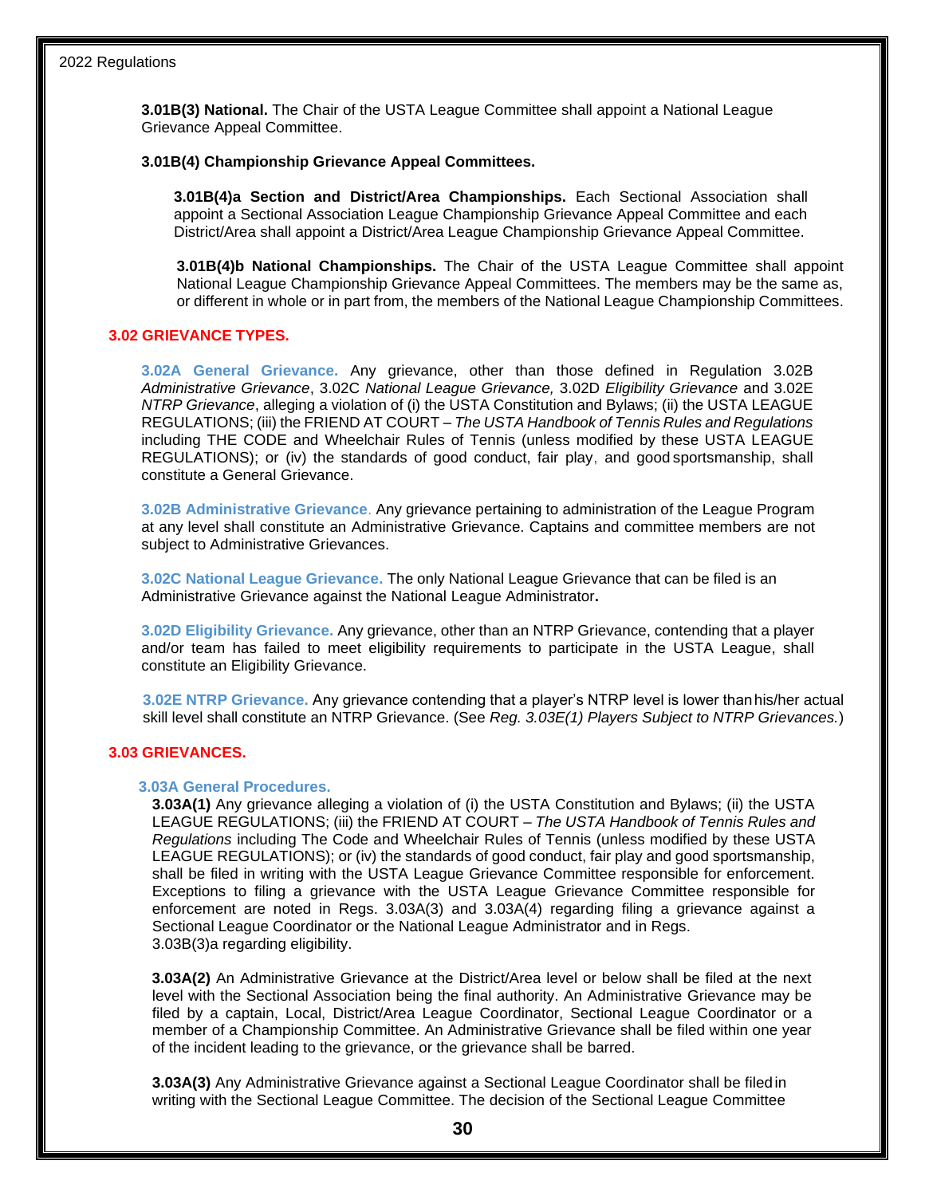**3.01B(3) National.** The Chair of the USTA League Committee shall appoint a National League Grievance Appeal Committee.

**3.01B(4) Championship Grievance Appeal Committees.**

**3.01B(4)a Section and District/Area Championships.** Each Sectional Association shall appoint a Sectional Association League Championship Grievance Appeal Committee and each District/Area shall appoint a District/Area League Championship Grievance Appeal Committee.

**3.01B(4)b National Championships.** The Chair of the USTA League Committee shall appoint National League Championship Grievance Appeal Committees. The members may be the same as, or different in whole or in part from, the members of the National League Championship Committees.

## 3.02 GRIEVANCE TYPES.

**3.02A General Grievance.** Any grievance, other than those defined in Regulation 3.02B *Administrative Grievance*, 3.02C *National League Grievance,* 3.02D *Eligibility Grievance* and 3.02E *NTRP Grievance*, alleging a violation of (i) the USTA Constitution and Bylaws; (ii) the USTA LEAGUE REGULATIONS; (iii) the FRIEND AT COURT – *The USTA Handbook of Tennis Rules and Regulations* including THE CODE and Wheelchair Rules of Tennis (unless modified by these USTA LEAGUE REGULATIONS); or (iv) the standards of good conduct, fair play, and good sportsmanship, shall constitute a General Grievance.

**3.02B Administrative Grievance**. Any grievance pertaining to administration of the League Program at any level shall constitute an Administrative Grievance. Captains and committee members are not subject to Administrative Grievances.

**3.02C National League Grievance.** The only National League Grievance that can be filed is an Administrative Grievance against the National League Administrator**.**

**3.02D Eligibility Grievance.** Any grievance, other than an NTRP Grievance, contending that a player and/or team has failed to meet eligibility requirements to participate in the USTA League, shall constitute an Eligibility Grievance.

**3.02E NTRP Grievance.** Any grievance contending that a player's NTRP level is lower than his/her actual skill level shall constitute an NTRP Grievance. (See *Reg. 3.03E(1) Players Subject to NTRP Grievances.*)

## 3.03 GRIEVANCES.

### 3.03A General Procedures.

**3.03A(1)** Any grievance alleging a violation of (i) the USTA Constitution and Bylaws; (ii) the USTA LEAGUE REGULATIONS; (iii) the FRIEND AT COURT – *The USTA Handbook of Tennis Rules and Regulations* including The Code and Wheelchair Rules of Tennis (unless modified by these USTA LEAGUE REGULATIONS); or (iv) the standards of good conduct, fair play and good sportsmanship, shall be filed in writing with the USTA League Grievance Committee responsible for enforcement. Exceptions to filing a grievance with the USTA League Grievance Committee responsible for enforcement are noted in Regs. 3.03A(3) and 3.03A(4) regarding filing a grievance against a Sectional League Coordinator or the National League Administrator and in Regs. 3.03B(3)a regarding eligibility.

**3.03A(2)** An Administrative Grievance at the District/Area level or below shall be filed at the next level with the Sectional Association being the final authority. An Administrative Grievance may be filed by a captain, Local, District/Area League Coordinator, Sectional League Coordinator or a member of a Championship Committee. An Administrative Grievance shall be filed within one year of the incident leading to the grievance, or the grievance shall be barred.

**3.03A(3)** Any Administrative Grievance against a Sectional League Coordinator shall be filed in writing with the Sectional League Committee. The decision of the Sectional League Committee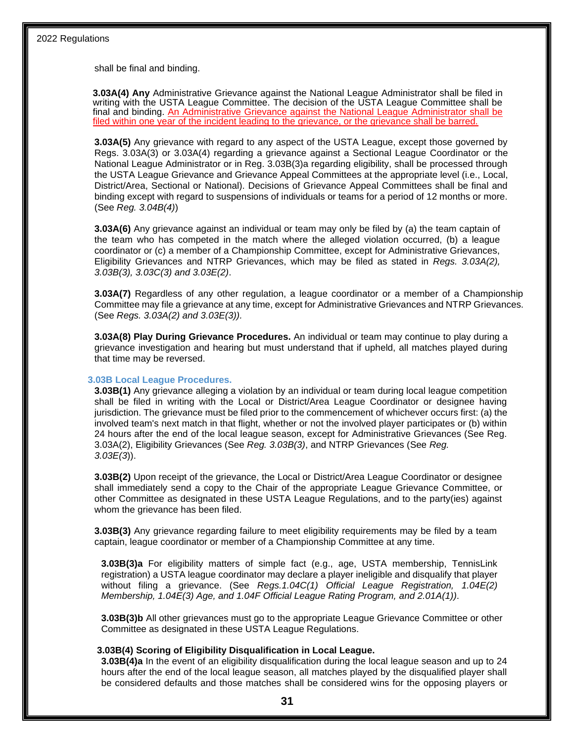shall be final and binding.

**3.03A(4) Any** Administrative Grievance against the National League Administrator shall be filed in writing with the USTA League Committee. The decision of the USTA League Committee shall be final and binding. An Administrative Grievance against the National League Administrator shall be filed within one year of the incident leading to the grievance, or the grievance shall be barred.

**3.03A(5)** Any grievance with regard to any aspect of the USTA League, except those governed by Regs. 3.03A(3) or 3.03A(4) regarding a grievance against a Sectional League Coordinator or the National League Administrator or in Reg. 3.03B(3)a regarding eligibility, shall be processed through the USTA League Grievance and Grievance Appeal Committees at the appropriate level (i.e., Local, District/Area, Sectional or National). Decisions of Grievance Appeal Committees shall be final and binding except with regard to suspensions of individuals or teams for a period of 12 months or more. (See *Reg. 3.04B(4)*)

**3.03A(6)** Any grievance against an individual or team may only be filed by (a) the team captain of the team who has competed in the match where the alleged violation occurred, (b) a league coordinator or (c) a member of a Championship Committee, except for Administrative Grievances, Eligibility Grievances and NTRP Grievances, which may be filed as stated in *Regs. 3.03A(2), 3.03B(3), 3.03C(3) and 3.03E(2)*.

**3.03A(7)** Regardless of any other regulation, a league coordinator or a member of a Championship Committee may file a grievance at any time, except for Administrative Grievances and NTRP Grievances. (See *Regs. 3.03A(2) and 3.03E(3))*.

**3.03A(8) Play During Grievance Procedures.** An individual or team may continue to play during a grievance investigation and hearing but must understand that if upheld, all matches played during that time may be reversed.

### 3.03B Local League Procedures.

**3.03B(1)** Any grievance alleging a violation by an individual or team during local league competition shall be filed in writing with the Local or District/Area League Coordinator or designee having jurisdiction. The grievance must be filed prior to the commencement of whichever occurs first: (a) the involved team's next match in that flight, whether or not the involved player participates or (b) within 24 hours after the end of the local league season, except for Administrative Grievances (See Reg. 3.03A(2), Eligibility Grievances (See *Reg. 3.03B(3)*, and NTRP Grievances (See *Reg. 3.03E(3)*)).

**3.03B(2)** Upon receipt of the grievance, the Local or District/Area League Coordinator or designee shall immediately send a copy to the Chair of the appropriate League Grievance Committee, or other Committee as designated in these USTA League Regulations, and to the party(ies) against whom the grievance has been filed.

**3.03B(3)** Any grievance regarding failure to meet eligibility requirements may be filed by a team captain, league coordinator or member of a Championship Committee at any time.

**3.03B(3)a** For eligibility matters of simple fact (e.g., age, USTA membership, TennisLink registration) a USTA league coordinator may declare a player ineligible and disqualify that player without filing a grievance. (See *Regs.1.04C(1) Official League Registration, 1.04E(2) Membership, 1.04E(3) Age, and 1.04F Official League Rating Program, and 2.01A(1))*.

**3.03B(3)b** All other grievances must go to the appropriate League Grievance Committee or other Committee as designated in these USTA League Regulations.

**3.03B(4) Scoring of Eligibility Disqualification in Local League.**

**3.03B(4)a** In the event of an eligibility disqualification during the local league season and up to 24 hours after the end of the local league season, all matches played by the disqualified player shall be considered defaults and those matches shall be considered wins for the opposing players or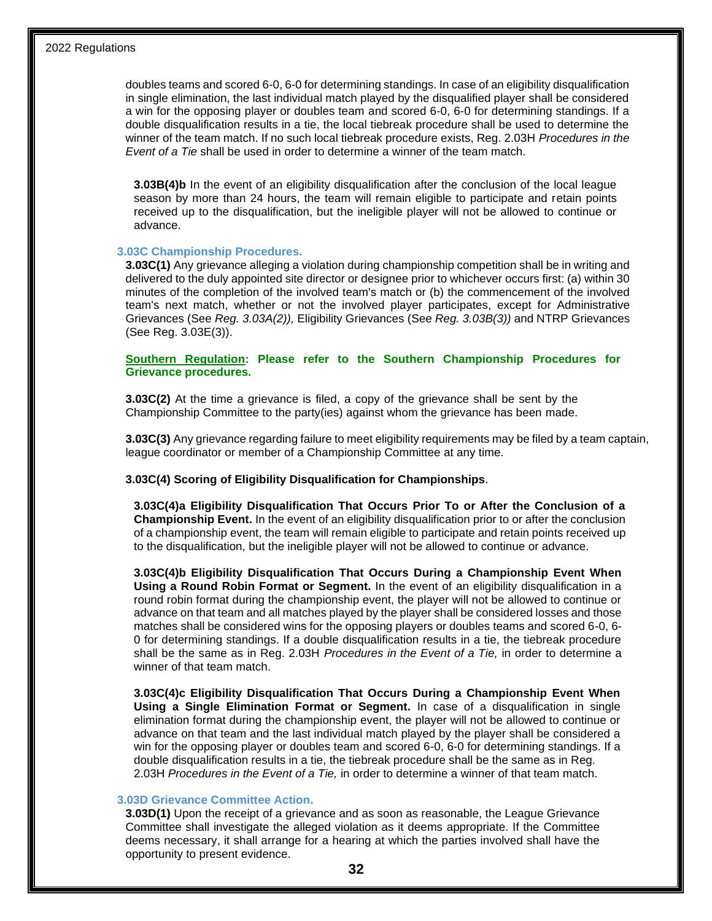doubles teams and scored 6-0, 6-0 for determining standings. In case of an eligibility disqualification in single elimination, the last individual match played by the disqualified player shall be considered a win for the opposing player or doubles team and scored 6-0, 6-0 for determining standings. If a double disqualification results in a tie, the local tiebreak procedure shall be used to determine the winner of the team match. If no such local tiebreak procedure exists, Reg. 2.03H *Procedures in the Event of a Tie* shall be used in order to determine a winner of the team match.

**3.03B(4)b** In the event of an eligibility disqualification after the conclusion of the local league season by more than 24 hours, the team will remain eligible to participate and retain points received up to the disqualification, but the ineligible player will not be allowed to continue or advance.

### 3.03C Championship Procedures.

**3.03C(1)** Any grievance alleging a violation during championship competition shall be in writing and delivered to the duly appointed site director or designee prior to whichever occurs first: (a) within 30 minutes of the completion of the involved team's match or (b) the commencement of the involved team's next match, whether or not the involved player participates, except for Administrative Grievances (See *Reg. 3.03A(2)),* Eligibility Grievances (See *Reg. 3.03B(3))* and NTRP Grievances (See Reg. 3.03E(3)).

**Southern Regulation: Please refer to the Southern Championship Procedures for Grievance procedures.**

**3.03C(2)** At the time a grievance is filed, a copy of the grievance shall be sent by the Championship Committee to the party(ies) against whom the grievance has been made.

**3.03C(3)** Any grievance regarding failure to meet eligibility requirements may be filed by a team captain, league coordinator or member of a Championship Committee at any time.

**3.03C(4) Scoring of Eligibility Disqualification for Championships**.

**3.03C(4)a Eligibility Disqualification That Occurs Prior To or After the Conclusion of a Championship Event.** In the event of an eligibility disqualification prior to or after the conclusion of a championship event, the team will remain eligible to participate and retain points received up to the disqualification, but the ineligible player will not be allowed to continue or advance.

**3.03C(4)b Eligibility Disqualification That Occurs During a Championship Event When Using a Round Robin Format or Segment.** In the event of an eligibility disqualification in a round robin format during the championship event, the player will not be allowed to continue or advance on that team and all matches played by the player shall be considered losses and those matches shall be considered wins for the opposing players or doubles teams and scored 6-0, 6-0 for determining standings. If a double disqualification results in a tie, the tiebreak procedure shall be the same as in Reg. 2.03H *Procedures in the Event of a Tie,* in order to determine a winner of that team match.

**3.03C(4)c Eligibility Disqualification That Occurs During a Championship Event When Using a Single Elimination Format or Segment.** In case of a disqualification in single elimination format during the championship event, the player will not be allowed to continue or advance on that team and the last individual match played by the player shall be considered a win for the opposing player or doubles team and scored 6-0, 6-0 for determining standings. If a double disqualification results in a tie, the tiebreak procedure shall be the same as in Reg. 2.03H *Procedures in the Event of a Tie,* in order to determine a winner of that team match.

### 3.03D Grievance Committee Action.

**3.03D(1)** Upon the receipt of a grievance and as soon as reasonable, the League Grievance Committee shall investigate the alleged violation as it deems appropriate. If the Committee deems necessary, it shall arrange for a hearing at which the parties involved shall have the opportunity to present evidence.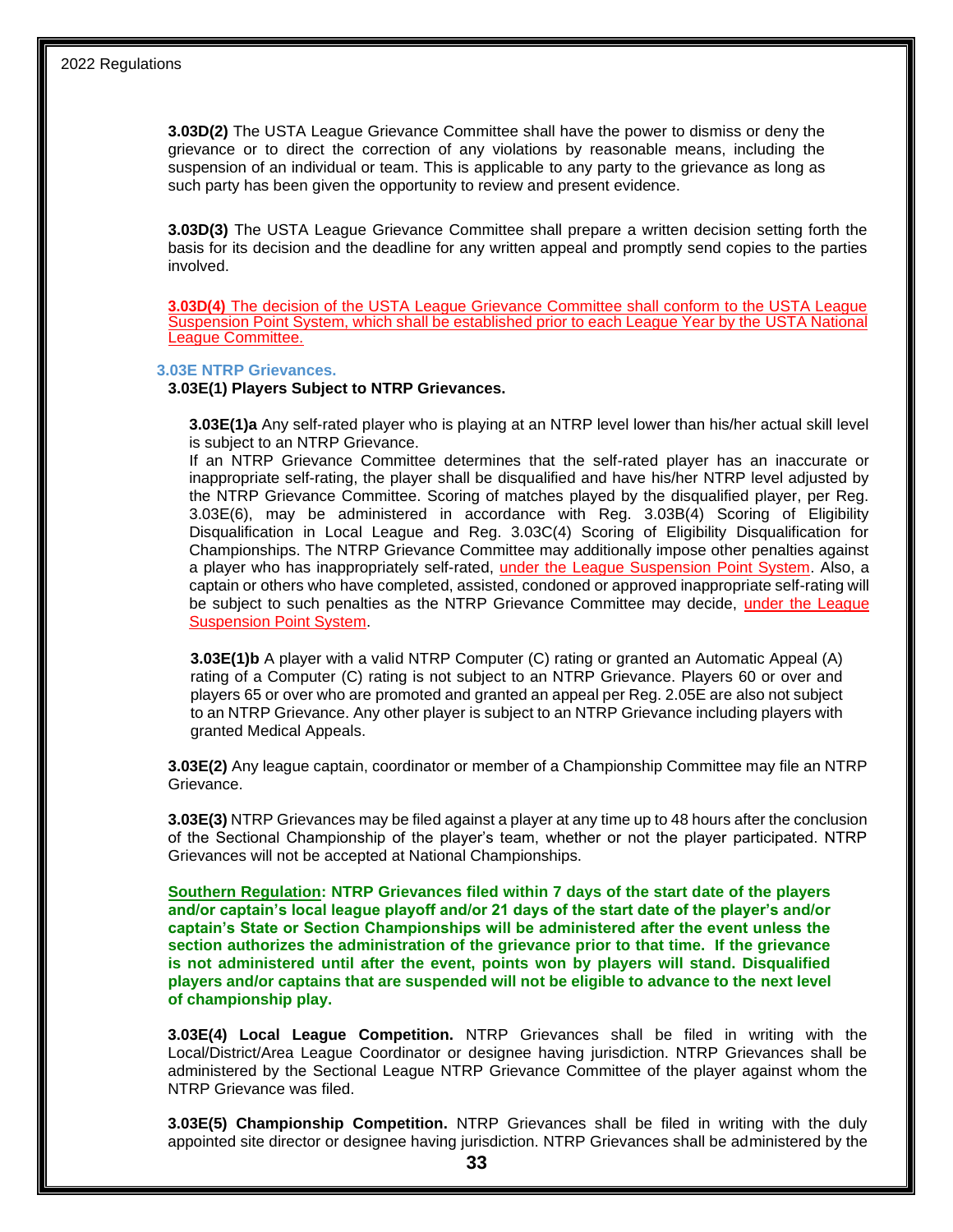**3.03D(2)** The USTA League Grievance Committee shall have the power to dismiss or deny the grievance or to direct the correction of any violations by reasonable means, including the suspension of an individual or team. This is applicable to any party to the grievance as long as such party has been given the opportunity to review and present evidence.

**3.03D(3)** The USTA League Grievance Committee shall prepare a written decision setting forth the basis for its decision and the deadline for any written appeal and promptly send copies to the parties involved.

**3.03D(4)** The decision of the USTA League Grievance Committee shall conform to the USTA League Suspension Point System, which shall be established prior to each League Year by the USTA National League Committee.

### 3.03E NTRP Grievances.

**3.03E(1) Players Subject to NTRP Grievances.**

**3.03E(1)a** Any self-rated player who is playing at an NTRP level lower than his/her actual skill level is subject to an NTRP Grievance.
If an NTRP Grievance Committee determines that the self-rated player has an inaccurate or inappropriate self-rating, the player shall be disqualified and have his/her NTRP level adjusted by the NTRP Grievance Committee. Scoring of matches played by the disqualified player, per Reg. 3.03E(6), may be administered in accordance with Reg. 3.03B(4) Scoring of Eligibility Disqualification in Local League and Reg. 3.03C(4) Scoring of Eligibility Disqualification for Championships. The NTRP Grievance Committee may additionally impose other penalties against a player who has inappropriately self-rated, under the League Suspension Point System. Also, a captain or others who have completed, assisted, condoned or approved inappropriate self-rating will be subject to such penalties as the NTRP Grievance Committee may decide, under the League Suspension Point System.

**3.03E(1)b** A player with a valid NTRP Computer (C) rating or granted an Automatic Appeal (A) rating of a Computer (C) rating is not subject to an NTRP Grievance. Players 60 or over and players 65 or over who are promoted and granted an appeal per Reg. 2.05E are also not subject to an NTRP Grievance. Any other player is subject to an NTRP Grievance including players with granted Medical Appeals.

**3.03E(2)** Any league captain, coordinator or member of a Championship Committee may file an NTRP Grievance.

**3.03E(3)** NTRP Grievances may be filed against a player at any time up to 48 hours after the conclusion of the Sectional Championship of the player's team, whether or not the player participated. NTRP Grievances will not be accepted at National Championships.

**Southern Regulation: NTRP Grievances filed within 7 days of the start date of the players and/or captain's local league playoff and/or 21 days of the start date of the player's and/or captain's State or Section Championships will be administered after the event unless the section authorizes the administration of the grievance prior to that time. If the grievance is not administered until after the event, points won by players will stand. Disqualified players and/or captains that are suspended will not be eligible to advance to the next level of championship play.**

**3.03E(4) Local League Competition.** NTRP Grievances shall be filed in writing with the Local/District/Area League Coordinator or designee having jurisdiction. NTRP Grievances shall be administered by the Sectional League NTRP Grievance Committee of the player against whom the NTRP Grievance was filed.

**3.03E(5) Championship Competition.** NTRP Grievances shall be filed in writing with the duly appointed site director or designee having jurisdiction. NTRP Grievances shall be administered by the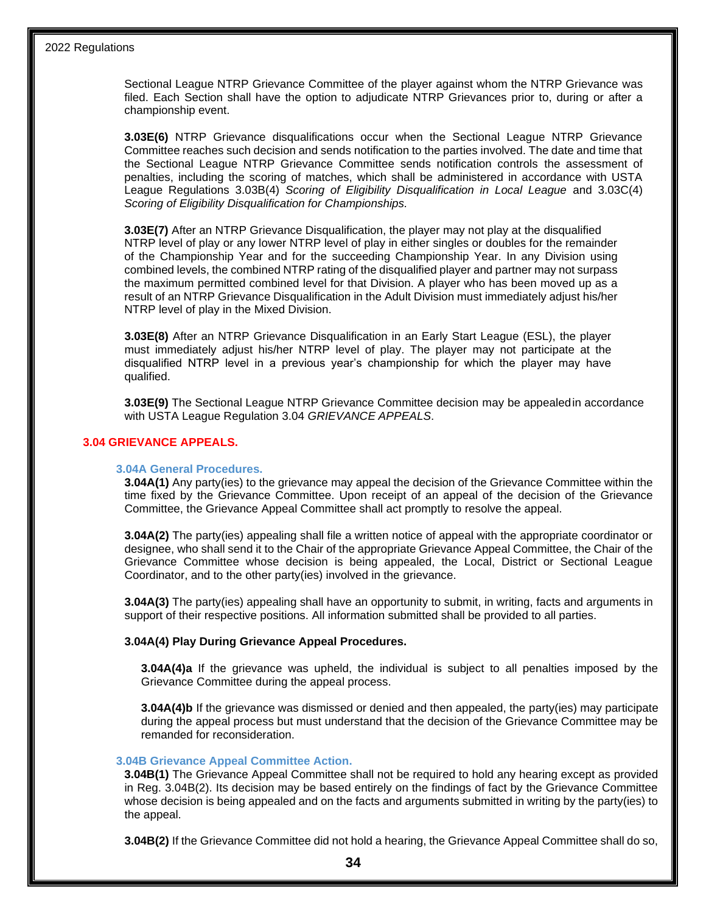Sectional League NTRP Grievance Committee of the player against whom the NTRP Grievance was filed. Each Section shall have the option to adjudicate NTRP Grievances prior to, during or after a championship event.

**3.03E(6)** NTRP Grievance disqualifications occur when the Sectional League NTRP Grievance Committee reaches such decision and sends notification to the parties involved. The date and time that the Sectional League NTRP Grievance Committee sends notification controls the assessment of penalties, including the scoring of matches, which shall be administered in accordance with USTA League Regulations 3.03B(4) *Scoring of Eligibility Disqualification in Local League* and 3.03C(4) *Scoring of Eligibility Disqualification for Championships*.

**3.03E(7)** After an NTRP Grievance Disqualification, the player may not play at the disqualified NTRP level of play or any lower NTRP level of play in either singles or doubles for the remainder of the Championship Year and for the succeeding Championship Year. In any Division using combined levels, the combined NTRP rating of the disqualified player and partner may not surpass the maximum permitted combined level for that Division. A player who has been moved up as a result of an NTRP Grievance Disqualification in the Adult Division must immediately adjust his/her NTRP level of play in the Mixed Division.

**3.03E(8)** After an NTRP Grievance Disqualification in an Early Start League (ESL), the player must immediately adjust his/her NTRP level of play. The player may not participate at the disqualified NTRP level in a previous year's championship for which the player may have qualified.

**3.03E(9)** The Sectional League NTRP Grievance Committee decision may be appealed in accordance with USTA League Regulation 3.04 *GRIEVANCE APPEALS*.

## 3.04 GRIEVANCE APPEALS.

### 3.04A General Procedures.

**3.04A(1)** Any party(ies) to the grievance may appeal the decision of the Grievance Committee within the time fixed by the Grievance Committee. Upon receipt of an appeal of the decision of the Grievance Committee, the Grievance Appeal Committee shall act promptly to resolve the appeal.

**3.04A(2)** The party(ies) appealing shall file a written notice of appeal with the appropriate coordinator or designee, who shall send it to the Chair of the appropriate Grievance Appeal Committee, the Chair of the Grievance Committee whose decision is being appealed, the Local, District or Sectional League Coordinator, and to the other party(ies) involved in the grievance.

**3.04A(3)** The party(ies) appealing shall have an opportunity to submit, in writing, facts and arguments in support of their respective positions. All information submitted shall be provided to all parties.

**3.04A(4) Play During Grievance Appeal Procedures.**

**3.04A(4)a** If the grievance was upheld, the individual is subject to all penalties imposed by the Grievance Committee during the appeal process.

**3.04A(4)b** If the grievance was dismissed or denied and then appealed, the party(ies) may participate during the appeal process but must understand that the decision of the Grievance Committee may be remanded for reconsideration.

### 3.04B Grievance Appeal Committee Action.

**3.04B(1)** The Grievance Appeal Committee shall not be required to hold any hearing except as provided in Reg. 3.04B(2). Its decision may be based entirely on the findings of fact by the Grievance Committee whose decision is being appealed and on the facts and arguments submitted in writing by the party(ies) to the appeal.

**3.04B(2)** If the Grievance Committee did not hold a hearing, the Grievance Appeal Committee shall do so,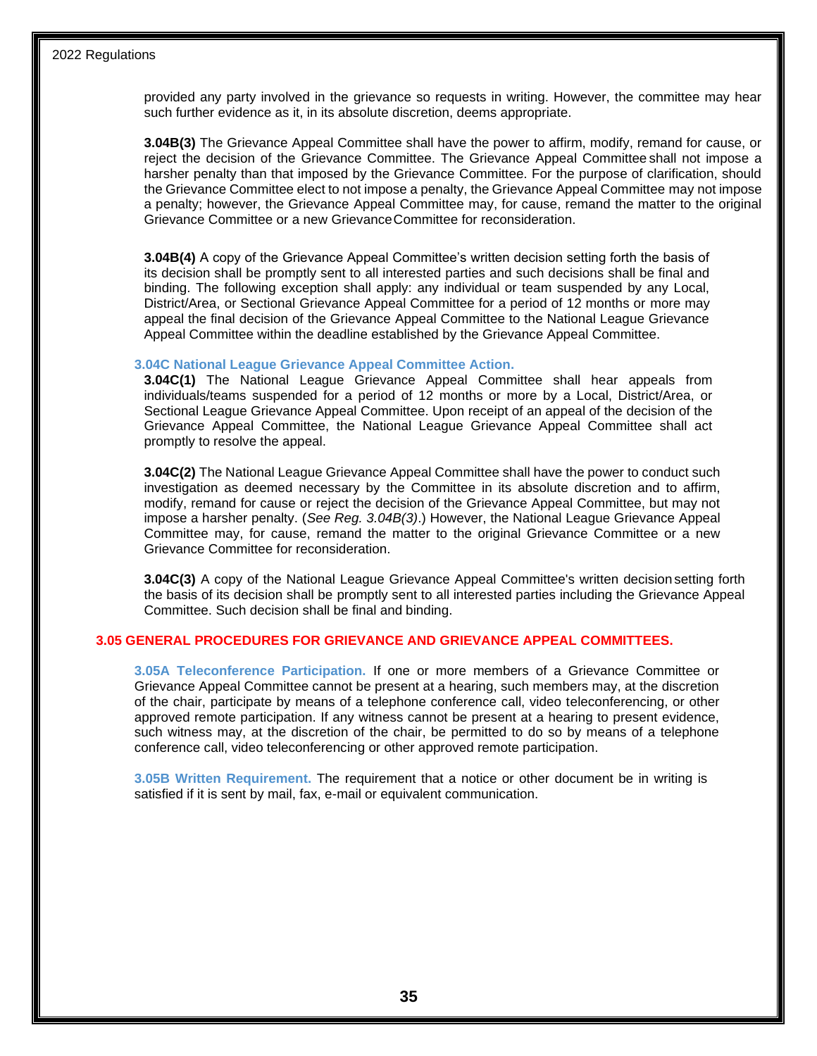provided any party involved in the grievance so requests in writing. However, the committee may hear such further evidence as it, in its absolute discretion, deems appropriate.

**3.04B(3)** The Grievance Appeal Committee shall have the power to affirm, modify, remand for cause, or reject the decision of the Grievance Committee. The Grievance Appeal Committee shall not impose a harsher penalty than that imposed by the Grievance Committee. For the purpose of clarification, should the Grievance Committee elect to not impose a penalty, the Grievance Appeal Committee may not impose a penalty; however, the Grievance Appeal Committee may, for cause, remand the matter to the original Grievance Committee or a new Grievance Committee for reconsideration.

**3.04B(4)** A copy of the Grievance Appeal Committee's written decision setting forth the basis of its decision shall be promptly sent to all interested parties and such decisions shall be final and binding. The following exception shall apply: any individual or team suspended by any Local, District/Area, or Sectional Grievance Appeal Committee for a period of 12 months or more may appeal the final decision of the Grievance Appeal Committee to the National League Grievance Appeal Committee within the deadline established by the Grievance Appeal Committee.

### 3.04C National League Grievance Appeal Committee Action.

**3.04C(1)** The National League Grievance Appeal Committee shall hear appeals from individuals/teams suspended for a period of 12 months or more by a Local, District/Area, or Sectional League Grievance Appeal Committee. Upon receipt of an appeal of the decision of the Grievance Appeal Committee, the National League Grievance Appeal Committee shall act promptly to resolve the appeal.

**3.04C(2)** The National League Grievance Appeal Committee shall have the power to conduct such investigation as deemed necessary by the Committee in its absolute discretion and to affirm, modify, remand for cause or reject the decision of the Grievance Appeal Committee, but may not impose a harsher penalty. (*See Reg. 3.04B(3)*.) However, the National League Grievance Appeal Committee may, for cause, remand the matter to the original Grievance Committee or a new Grievance Committee for reconsideration.

**3.04C(3)** A copy of the National League Grievance Appeal Committee's written decision setting forth the basis of its decision shall be promptly sent to all interested parties including the Grievance Appeal Committee. Such decision shall be final and binding.

## 3.05 GENERAL PROCEDURES FOR GRIEVANCE AND GRIEVANCE APPEAL COMMITTEES.

**3.05A Teleconference Participation.** If one or more members of a Grievance Committee or Grievance Appeal Committee cannot be present at a hearing, such members may, at the discretion of the chair, participate by means of a telephone conference call, video teleconferencing, or other approved remote participation. If any witness cannot be present at a hearing to present evidence, such witness may, at the discretion of the chair, be permitted to do so by means of a telephone conference call, video teleconferencing or other approved remote participation.

**3.05B Written Requirement.** The requirement that a notice or other document be in writing is satisfied if it is sent by mail, fax, e-mail or equivalent communication.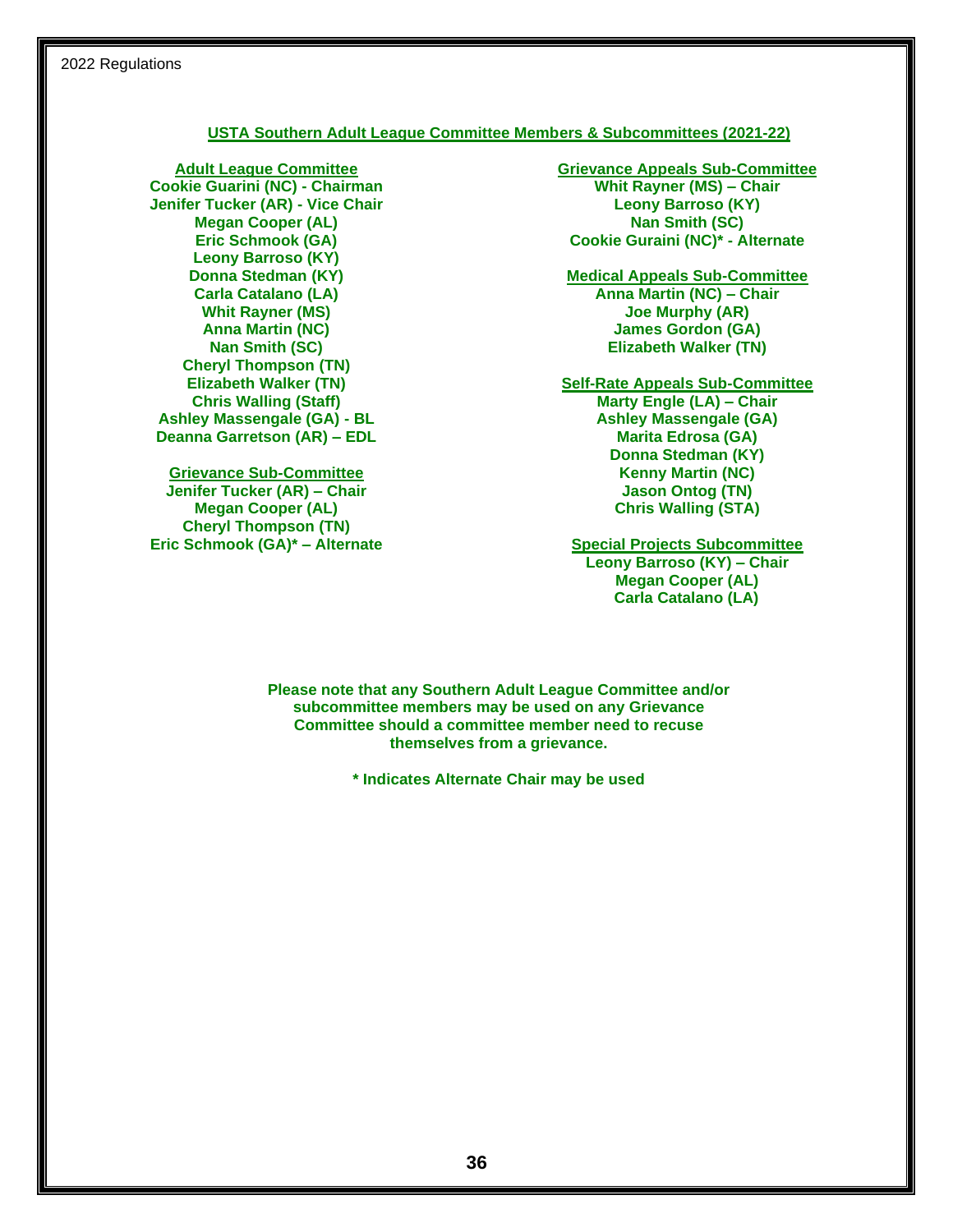## USTA Southern Adult League Committee Members & Subcommittees (2021-22)

**Adult League Committee**
**Cookie Guarini (NC) - Chairman**
**Jenifer Tucker (AR) - Vice Chair**
**Megan Cooper (AL)**
**Eric Schmook (GA)**
**Leony Barroso (KY)**
**Donna Stedman (KY)**
**Carla Catalano (LA)**
**Whit Rayner (MS)**
**Anna Martin (NC)**
**Nan Smith (SC)**
**Cheryl Thompson (TN)**
**Elizabeth Walker (TN)**
**Chris Walling (Staff)**
**Ashley Massengale (GA) - BL**
**Deanna Garretson (AR) – EDL**

**Grievance Sub-Committee**
**Jenifer Tucker (AR) – Chair**
**Megan Cooper (AL)**
**Cheryl Thompson (TN)**
**Eric Schmook (GA)* – Alternate**

**Grievance Appeals Sub-Committee**
**Whit Rayner (MS) – Chair**
**Leony Barroso (KY)**
**Nan Smith (SC)**
**Cookie Guraini (NC)* - Alternate**

**Medical Appeals Sub-Committee**
**Anna Martin (NC) – Chair**
**Joe Murphy (AR)**
**James Gordon (GA)**
**Elizabeth Walker (TN)**

**Self-Rate Appeals Sub-Committee**
**Marty Engle (LA) – Chair**
**Ashley Massengale (GA)**
**Marita Edrosa (GA)**
**Donna Stedman (KY)**
**Kenny Martin (NC)**
**Jason Ontog (TN)**
**Chris Walling (STA)**

**Special Projects Subcommittee**
**Leony Barroso (KY) – Chair**
**Megan Cooper (AL)**
**Carla Catalano (LA)**

**Please note that any Southern Adult League Committee and/or subcommittee members may be used on any Grievance Committee should a committee member need to recuse themselves from a grievance.**

**\* Indicates Alternate Chair may be used**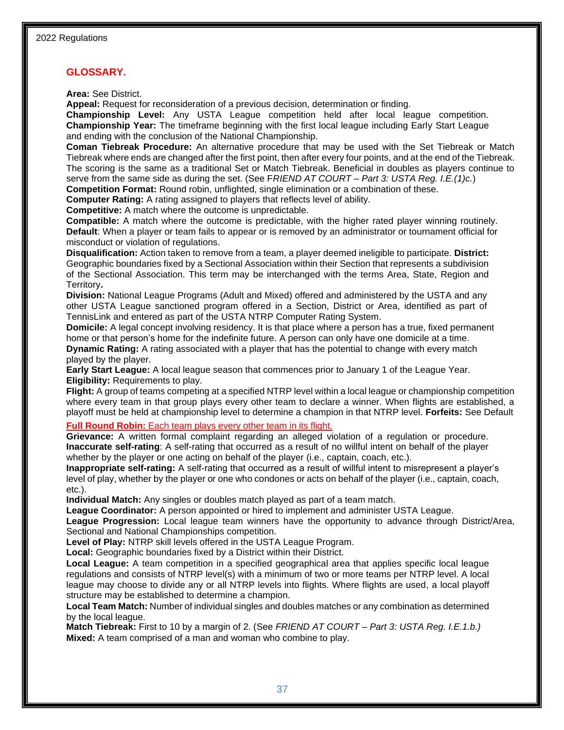## GLOSSARY.

**Area:** See District.
**Appeal:** Request for reconsideration of a previous decision, determination or finding.
**Championship Level:** Any USTA League competition held after local league competition.
**Championship Year:** The timeframe beginning with the first local league including Early Start League and ending with the conclusion of the National Championship.
**Coman Tiebreak Procedure:** An alternative procedure that may be used with the Set Tiebreak or Match Tiebreak where ends are changed after the first point, then after every four points, and at the end of the Tiebreak. The scoring is the same as a traditional Set or Match Tiebreak. Beneficial in doubles as players continue to serve from the same side as during the set. (See F*RIEND AT COURT – Part 3: USTA Reg. I.E.(1)c.*)
**Competition Format:** Round robin, unflighted, single elimination or a combination of these.
**Computer Rating:** A rating assigned to players that reflects level of ability.
**Competitive:** A match where the outcome is unpredictable.
**Compatible:** A match where the outcome is predictable, with the higher rated player winning routinely.
**Default**: When a player or team fails to appear or is removed by an administrator or tournament official for misconduct or violation of regulations.
**Disqualification:** Action taken to remove from a team, a player deemed ineligible to participate.
**District:** Geographic boundaries fixed by a Sectional Association within their Section that represents a subdivision of the Sectional Association. This term may be interchanged with the terms Area, State, Region and Territory**.**
**Division:** National League Programs (Adult and Mixed) offered and administered by the USTA and any other USTA League sanctioned program offered in a Section, District or Area, identified as part of TennisLink and entered as part of the USTA NTRP Computer Rating System.
**Domicile:** A legal concept involving residency. It is that place where a person has a true, fixed permanent home or that person's home for the indefinite future. A person can only have one domicile at a time.
**Dynamic Rating:** A rating associated with a player that has the potential to change with every match played by the player.
**Early Start League:** A local league season that commences prior to January 1 of the League Year.
**Eligibility:** Requirements to play.
**Flight:** A group of teams competing at a specified NTRP level within a local league or championship competition where every team in that group plays every other team to declare a winner. When flights are established, a playoff must be held at championship level to determine a champion in that NTRP level.
**Forfeits:** See Default
**Full Round Robin:** Each team plays every other team in its flight.
**Grievance:** A written formal complaint regarding an alleged violation of a regulation or procedure.
**Inaccurate self-rating**: A self-rating that occurred as a result of no willful intent on behalf of the player whether by the player or one acting on behalf of the player (i.e., captain, coach, etc.).
**Inappropriate self-rating:** A self-rating that occurred as a result of willful intent to misrepresent a player's level of play, whether by the player or one who condones or acts on behalf of the player (i.e., captain, coach, etc.).
**Individual Match:** Any singles or doubles match played as part of a team match.
**League Coordinator:** A person appointed or hired to implement and administer USTA League.
**League Progression:** Local league team winners have the opportunity to advance through District/Area, Sectional and National Championships competition.
**Level of Play:** NTRP skill levels offered in the USTA League Program.
**Local:** Geographic boundaries fixed by a District within their District.
**Local League:** A team competition in a specified geographical area that applies specific local league regulations and consists of NTRP level(s) with a minimum of two or more teams per NTRP level. A local league may choose to divide any or all NTRP levels into flights. Where flights are used, a local playoff structure may be established to determine a champion.
**Local Team Match:** Number of individual singles and doubles matches or any combination as determined by the local league.
**Match Tiebreak:** First to 10 by a margin of 2. (See *FRIEND AT COURT – Part 3: USTA Reg. I.E.1.b.)*
**Mixed:** A team comprised of a man and woman who combine to play.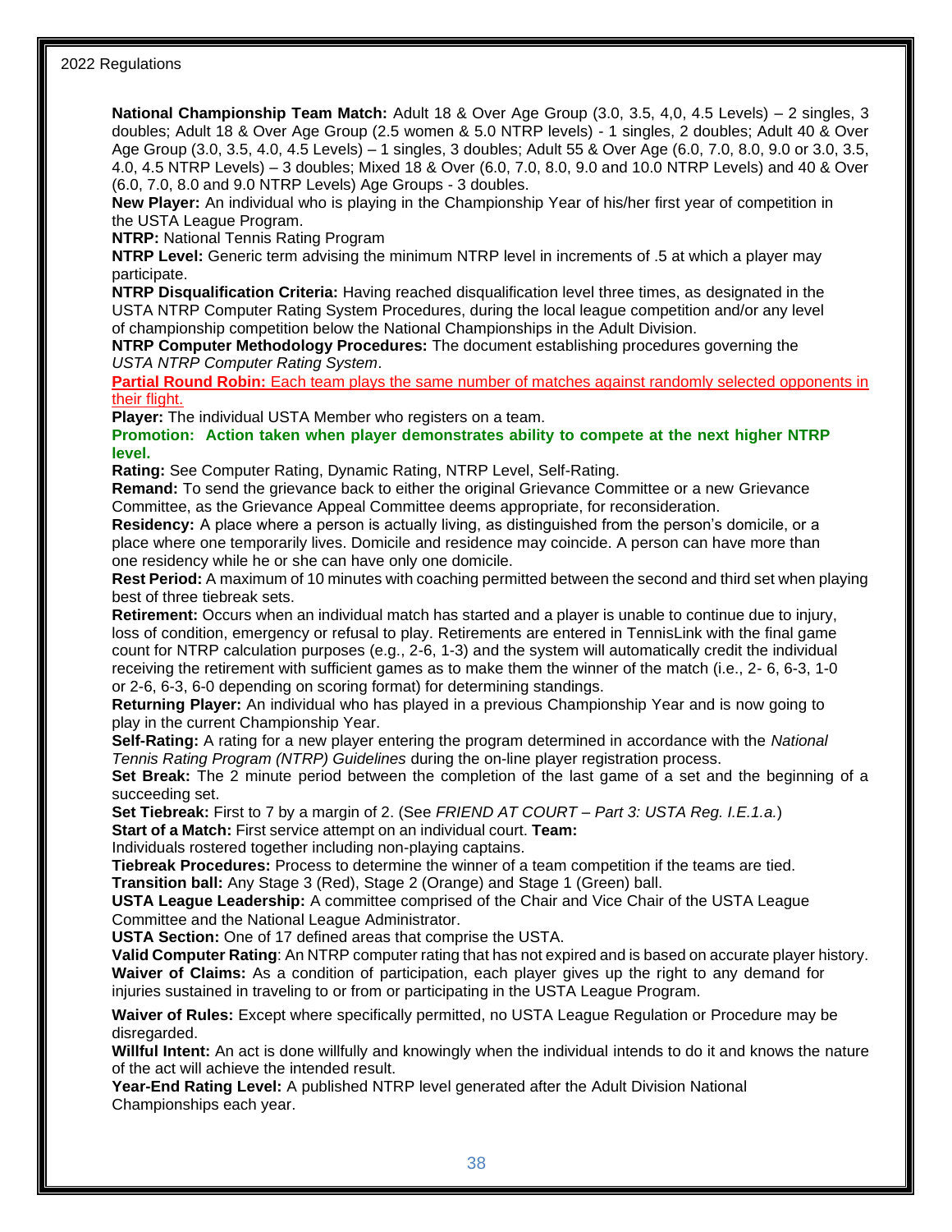**National Championship Team Match:** Adult 18 & Over Age Group (3.0, 3.5, 4,0, 4.5 Levels) – 2 singles, 3 doubles; Adult 18 & Over Age Group (2.5 women & 5.0 NTRP levels) - 1 singles, 2 doubles; Adult 40 & Over Age Group (3.0, 3.5, 4.0, 4.5 Levels) – 1 singles, 3 doubles; Adult 55 & Over Age (6.0, 7.0, 8.0, 9.0 or 3.0, 3.5, 4.0, 4.5 NTRP Levels) – 3 doubles; Mixed 18 & Over (6.0, 7.0, 8.0, 9.0 and 10.0 NTRP Levels) and 40 & Over (6.0, 7.0, 8.0 and 9.0 NTRP Levels) Age Groups - 3 doubles.

**New Player:** An individual who is playing in the Championship Year of his/her first year of competition in the USTA League Program.

**NTRP:** National Tennis Rating Program

**NTRP Level:** Generic term advising the minimum NTRP level in increments of .5 at which a player may participate.

**NTRP Disqualification Criteria:** Having reached disqualification level three times, as designated in the USTA NTRP Computer Rating System Procedures, during the local league competition and/or any level of championship competition below the National Championships in the Adult Division.

**NTRP Computer Methodology Procedures:** The document establishing procedures governing the *USTA NTRP Computer Rating System*.

**Partial Round Robin:** Each team plays the same number of matches against randomly selected opponents in their flight.

**Player:** The individual USTA Member who registers on a team.

**Promotion: Action taken when player demonstrates ability to compete at the next higher NTRP level.**

**Rating:** See Computer Rating, Dynamic Rating, NTRP Level, Self-Rating.

**Remand:** To send the grievance back to either the original Grievance Committee or a new Grievance Committee, as the Grievance Appeal Committee deems appropriate, for reconsideration.

**Residency:** A place where a person is actually living, as distinguished from the person's domicile, or a place where one temporarily lives. Domicile and residence may coincide. A person can have more than one residency while he or she can have only one domicile.

**Rest Period:** A maximum of 10 minutes with coaching permitted between the second and third set when playing best of three tiebreak sets.

**Retirement:** Occurs when an individual match has started and a player is unable to continue due to injury, loss of condition, emergency or refusal to play. Retirements are entered in TennisLink with the final game count for NTRP calculation purposes (e.g., 2-6, 1-3) and the system will automatically credit the individual receiving the retirement with sufficient games as to make them the winner of the match (i.e., 2- 6, 6-3, 1-0 or 2-6, 6-3, 6-0 depending on scoring format) for determining standings.

**Returning Player:** An individual who has played in a previous Championship Year and is now going to play in the current Championship Year.

**Self-Rating:** A rating for a new player entering the program determined in accordance with the *National Tennis Rating Program (NTRP) Guidelines* during the on-line player registration process.

**Set Break:** The 2 minute period between the completion of the last game of a set and the beginning of a succeeding set.

**Set Tiebreak:** First to 7 by a margin of 2. (See *FRIEND AT COURT – Part 3: USTA Reg. I.E.1.a.*)

**Start of a Match:** First service attempt on an individual court.

**Team:** Individuals rostered together including non-playing captains.

**Tiebreak Procedures:** Process to determine the winner of a team competition if the teams are tied.

**Transition ball:** Any Stage 3 (Red), Stage 2 (Orange) and Stage 1 (Green) ball.

**USTA League Leadership:** A committee comprised of the Chair and Vice Chair of the USTA League Committee and the National League Administrator.

**USTA Section:** One of 17 defined areas that comprise the USTA.

**Valid Computer Rating**: An NTRP computer rating that has not expired and is based on accurate player history.

**Waiver of Claims:** As a condition of participation, each player gives up the right to any demand for injuries sustained in traveling to or from or participating in the USTA League Program.

**Waiver of Rules:** Except where specifically permitted, no USTA League Regulation or Procedure may be disregarded.

**Willful Intent:** An act is done willfully and knowingly when the individual intends to do it and knows the nature of the act will achieve the intended result.

**Year-End Rating Level:** A published NTRP level generated after the Adult Division National Championships each year.